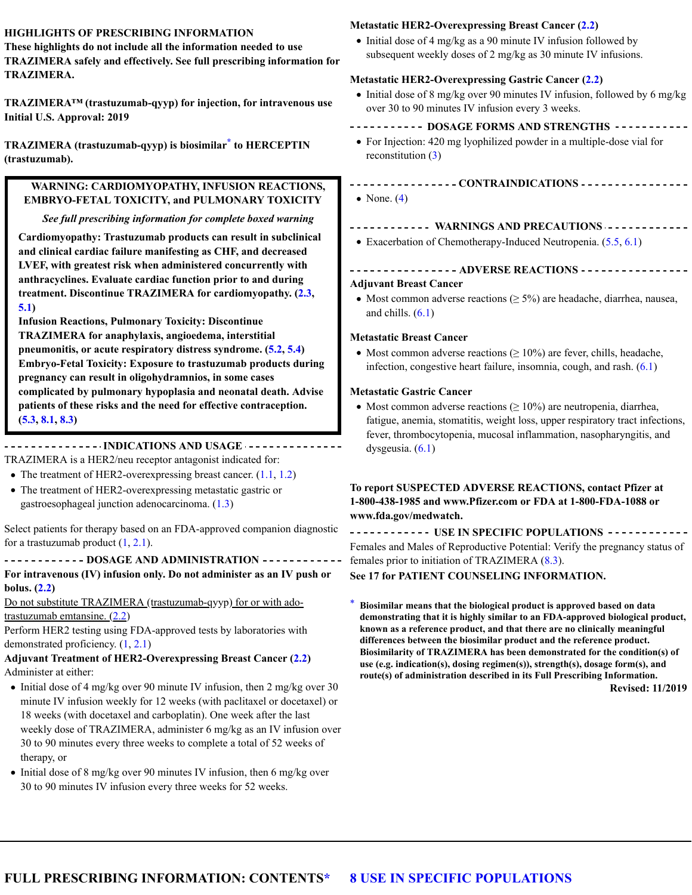**HIGHLIGHTS OF PRESCRIBING INFORMATION**
**These highlights do not include all the information needed to use TRAZIMERA safely and effectively. See full prescribing information for TRAZIMERA.**

**TRAZIMERA™ (trastuzumab-qyyp) for injection, for intravenous use**
**Initial U.S. Approval: 2019**

**TRAZIMERA (trastuzumab-qyyp) is biosimilar* to HERCEPTIN (trastuzumab).**

> **WARNING: CARDIOMYOPATHY, INFUSION REACTIONS, EMBRYO-FETAL TOXICITY, and PULMONARY TOXICITY**
>
> ***See full prescribing information for complete boxed warning***
>
> **Cardiomyopathy: Trastuzumab products can result in subclinical and clinical cardiac failure manifesting as CHF, and decreased LVEF, with greatest risk when administered concurrently with anthracyclines. Evaluate cardiac function prior to and during treatment. Discontinue TRAZIMERA for cardiomyopathy. (2.3, 5.1)**
> **Infusion Reactions, Pulmonary Toxicity: Discontinue TRAZIMERA for anaphylaxis, angioedema, interstitial pneumonitis, or acute respiratory distress syndrome. (5.2, 5.4)**
> **Embryo-Fetal Toxicity: Exposure to trastuzumab products during pregnancy can result in oligohydramnios, in some cases complicated by pulmonary hypoplasia and neonatal death. Advise patients of these risks and the need for effective contraception. (5.3, 8.1, 8.3)**

## INDICATIONS AND USAGE

TRAZIMERA is a HER2/neu receptor antagonist indicated for:

- The treatment of HER2-overexpressing breast cancer. (1.1, 1.2)
- The treatment of HER2-overexpressing metastatic gastric or gastroesophageal junction adenocarcinoma. (1.3)

Select patients for therapy based on an FDA-approved companion diagnostic for a trastuzumab product (1, 2.1).

## DOSAGE AND ADMINISTRATION

**For intravenous (IV) infusion only. Do not administer as an IV push or bolus. (2.2)**

Do not substitute TRAZIMERA (trastuzumab-qyyp) for or with ado-trastuzumab emtansine. (2.2)

Perform HER2 testing using FDA-approved tests by laboratories with demonstrated proficiency. (1, 2.1)

**Adjuvant Treatment of HER2-Overexpressing Breast Cancer (2.2)**

Administer at either:

- Initial dose of 4 mg/kg over 90 minute IV infusion, then 2 mg/kg over 30 minute IV infusion weekly for 12 weeks (with paclitaxel or docetaxel) or 18 weeks (with docetaxel and carboplatin). One week after the last weekly dose of TRAZIMERA, administer 6 mg/kg as an IV infusion over 30 to 90 minutes every three weeks to complete a total of 52 weeks of therapy, or
- Initial dose of 8 mg/kg over 90 minutes IV infusion, then 6 mg/kg over 30 to 90 minutes IV infusion every three weeks for 52 weeks.

**Metastatic HER2-Overexpressing Breast Cancer (2.2)**

- Initial dose of 4 mg/kg as a 90 minute IV infusion followed by subsequent weekly doses of 2 mg/kg as 30 minute IV infusions.

**Metastatic HER2-Overexpressing Gastric Cancer (2.2)**

- Initial dose of 8 mg/kg over 90 minutes IV infusion, followed by 6 mg/kg over 30 to 90 minutes IV infusion every 3 weeks.

## DOSAGE FORMS AND STRENGTHS

- For Injection: 420 mg lyophilized powder in a multiple-dose vial for reconstitution (3)

## CONTRAINDICATIONS

- None. (4)

## WARNINGS AND PRECAUTIONS

- Exacerbation of Chemotherapy-Induced Neutropenia. (5.5, 6.1)

## ADVERSE REACTIONS

**Adjuvant Breast Cancer**

- Most common adverse reactions (≥ 5%) are headache, diarrhea, nausea, and chills. (6.1)

**Metastatic Breast Cancer**

- Most common adverse reactions (≥ 10%) are fever, chills, headache, infection, congestive heart failure, insomnia, cough, and rash. (6.1)

**Metastatic Gastric Cancer**

- Most common adverse reactions (≥ 10%) are neutropenia, diarrhea, fatigue, anemia, stomatitis, weight loss, upper respiratory tract infections, fever, thrombocytopenia, mucosal inflammation, nasopharyngitis, and dysgeusia. (6.1)

**To report SUSPECTED ADVERSE REACTIONS, contact Pfizer at 1-800-438-1985 and www.Pfizer.com or FDA at 1-800-FDA-1088 or www.fda.gov/medwatch.**

## USE IN SPECIFIC POPULATIONS

Females and Males of Reproductive Potential: Verify the pregnancy status of females prior to initiation of TRAZIMERA (8.3).

**See 17 for PATIENT COUNSELING INFORMATION.**

* **Biosimilar means that the biological product is approved based on data demonstrating that it is highly similar to an FDA-approved biological product, known as a reference product, and that there are no clinically meaningful differences between the biosimilar product and the reference product. Biosimilarity of TRAZIMERA has been demonstrated for the condition(s) of use (e.g. indication(s), dosing regimen(s)), strength(s), dosage form(s), and route(s) of administration described in its Full Prescribing Information.**

**Revised: 11/2019**

## FULL PRESCRIBING INFORMATION: CONTENTS*

## 8 USE IN SPECIFIC POPULATIONS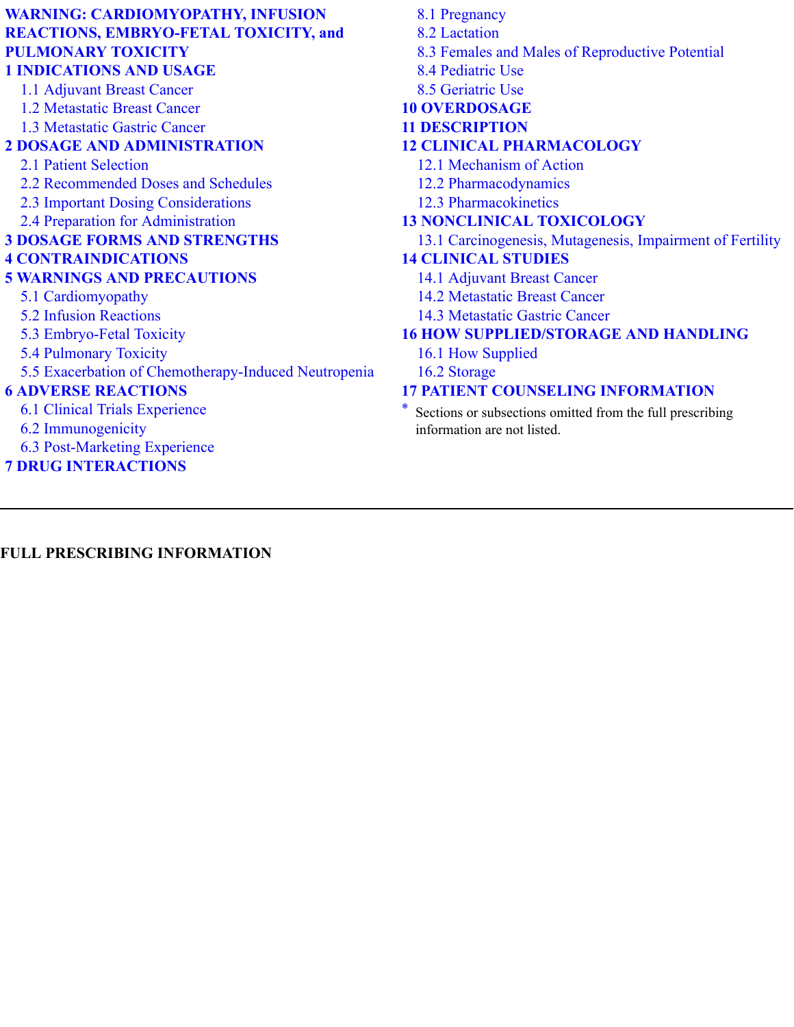**WARNING: CARDIOMYOPATHY, INFUSION REACTIONS, EMBRYO-FETAL TOXICITY, and PULMONARY TOXICITY**

**1 INDICATIONS AND USAGE**

- 1.1 Adjuvant Breast Cancer
- 1.2 Metastatic Breast Cancer
- 1.3 Metastatic Gastric Cancer

**2 DOSAGE AND ADMINISTRATION**

- 2.1 Patient Selection
- 2.2 Recommended Doses and Schedules
- 2.3 Important Dosing Considerations
- 2.4 Preparation for Administration

**3 DOSAGE FORMS AND STRENGTHS**

**4 CONTRAINDICATIONS**

**5 WARNINGS AND PRECAUTIONS**

- 5.1 Cardiomyopathy
- 5.2 Infusion Reactions
- 5.3 Embryo-Fetal Toxicity
- 5.4 Pulmonary Toxicity
- 5.5 Exacerbation of Chemotherapy-Induced Neutropenia

**6 ADVERSE REACTIONS**

- 6.1 Clinical Trials Experience
- 6.2 Immunogenicity
- 6.3 Post-Marketing Experience

**7 DRUG INTERACTIONS**

- 8.1 Pregnancy
- 8.2 Lactation
- 8.3 Females and Males of Reproductive Potential
- 8.4 Pediatric Use
- 8.5 Geriatric Use

**10 OVERDOSAGE**

**11 DESCRIPTION**

**12 CLINICAL PHARMACOLOGY**

- 12.1 Mechanism of Action
- 12.2 Pharmacodynamics
- 12.3 Pharmacokinetics

**13 NONCLINICAL TOXICOLOGY**

- 13.1 Carcinogenesis, Mutagenesis, Impairment of Fertility

**14 CLINICAL STUDIES**

- 14.1 Adjuvant Breast Cancer
- 14.2 Metastatic Breast Cancer
- 14.3 Metastatic Gastric Cancer

**16 HOW SUPPLIED/STORAGE AND HANDLING**

- 16.1 How Supplied
- 16.2 Storage

**17 PATIENT COUNSELING INFORMATION**

* Sections or subsections omitted from the full prescribing information are not listed.

---

**FULL PRESCRIBING INFORMATION**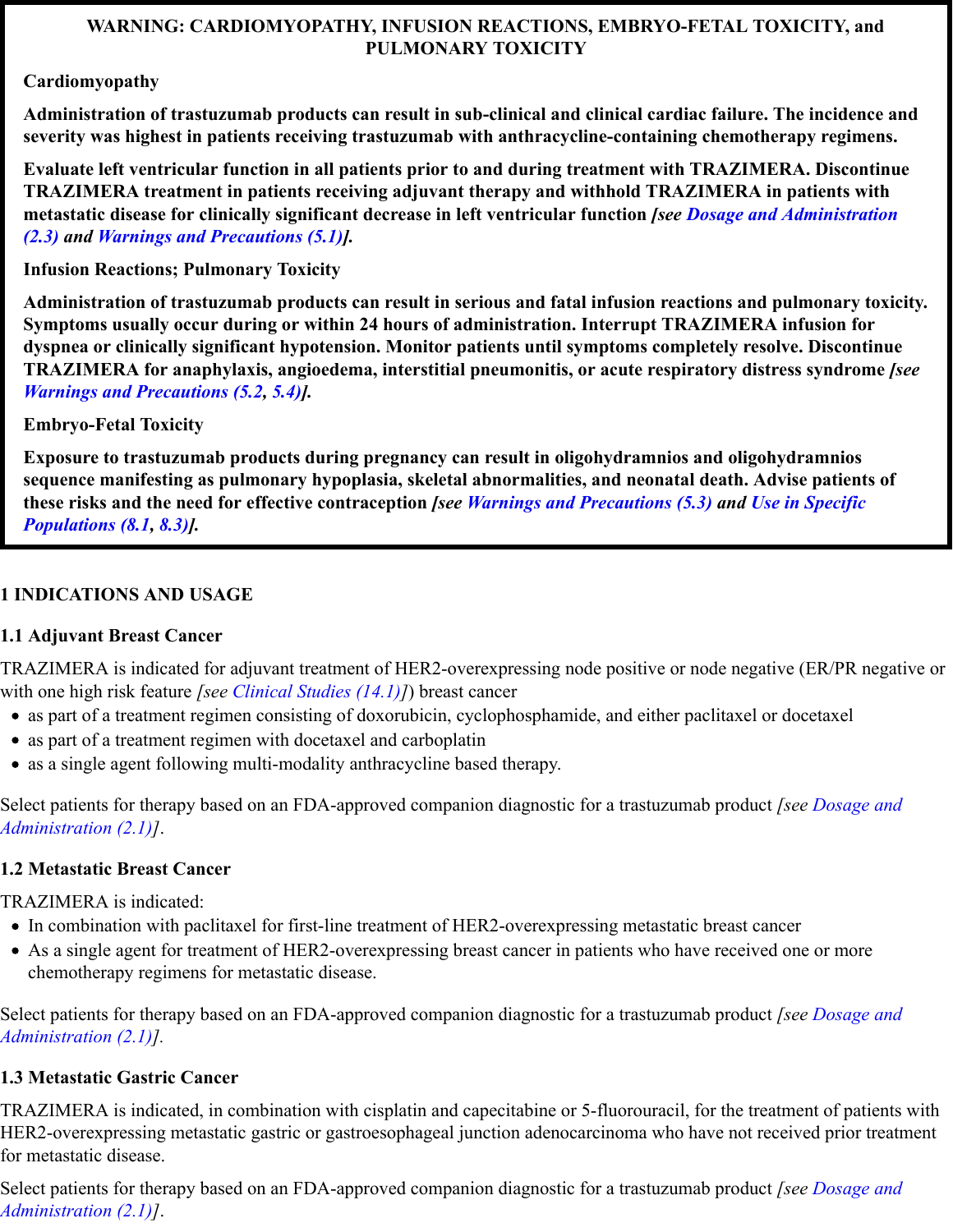**WARNING: CARDIOMYOPATHY, INFUSION REACTIONS, EMBRYO-FETAL TOXICITY, and PULMONARY TOXICITY**

**Cardiomyopathy**

**Administration of trastuzumab products can result in sub-clinical and clinical cardiac failure. The incidence and severity was highest in patients receiving trastuzumab with anthracycline-containing chemotherapy regimens.**

**Evaluate left ventricular function in all patients prior to and during treatment with TRAZIMERA. Discontinue TRAZIMERA treatment in patients receiving adjuvant therapy and withhold TRAZIMERA in patients with metastatic disease for clinically significant decrease in left ventricular function *[see Dosage and Administration (2.3)* and *Warnings and Precautions (5.1)]*.**

**Infusion Reactions; Pulmonary Toxicity**

**Administration of trastuzumab products can result in serious and fatal infusion reactions and pulmonary toxicity. Symptoms usually occur during or within 24 hours of administration. Interrupt TRAZIMERA infusion for dyspnea or clinically significant hypotension. Monitor patients until symptoms completely resolve. Discontinue TRAZIMERA for anaphylaxis, angioedema, interstitial pneumonitis, or acute respiratory distress syndrome *[see Warnings and Precautions (5.2, 5.4)]*.**

**Embryo-Fetal Toxicity**

**Exposure to trastuzumab products during pregnancy can result in oligohydramnios and oligohydramnios sequence manifesting as pulmonary hypoplasia, skeletal abnormalities, and neonatal death. Advise patients of these risks and the need for effective contraception *[see Warnings and Precautions (5.3)* and *Use in Specific Populations (8.1, 8.3)]*.**

## 1 INDICATIONS AND USAGE

### 1.1 Adjuvant Breast Cancer

TRAZIMERA is indicated for adjuvant treatment of HER2-overexpressing node positive or node negative (ER/PR negative or with one high risk feature *[see Clinical Studies (14.1)]*) breast cancer

- as part of a treatment regimen consisting of doxorubicin, cyclophosphamide, and either paclitaxel or docetaxel
- as part of a treatment regimen with docetaxel and carboplatin
- as a single agent following multi-modality anthracycline based therapy.

Select patients for therapy based on an FDA-approved companion diagnostic for a trastuzumab product *[see Dosage and Administration (2.1)]*.

### 1.2 Metastatic Breast Cancer

TRAZIMERA is indicated:

- In combination with paclitaxel for first-line treatment of HER2-overexpressing metastatic breast cancer
- As a single agent for treatment of HER2-overexpressing breast cancer in patients who have received one or more chemotherapy regimens for metastatic disease.

Select patients for therapy based on an FDA-approved companion diagnostic for a trastuzumab product *[see Dosage and Administration (2.1)]*.

### 1.3 Metastatic Gastric Cancer

TRAZIMERA is indicated, in combination with cisplatin and capecitabine or 5-fluorouracil, for the treatment of patients with HER2-overexpressing metastatic gastric or gastroesophageal junction adenocarcinoma who have not received prior treatment for metastatic disease.

Select patients for therapy based on an FDA-approved companion diagnostic for a trastuzumab product *[see Dosage and Administration (2.1)]*.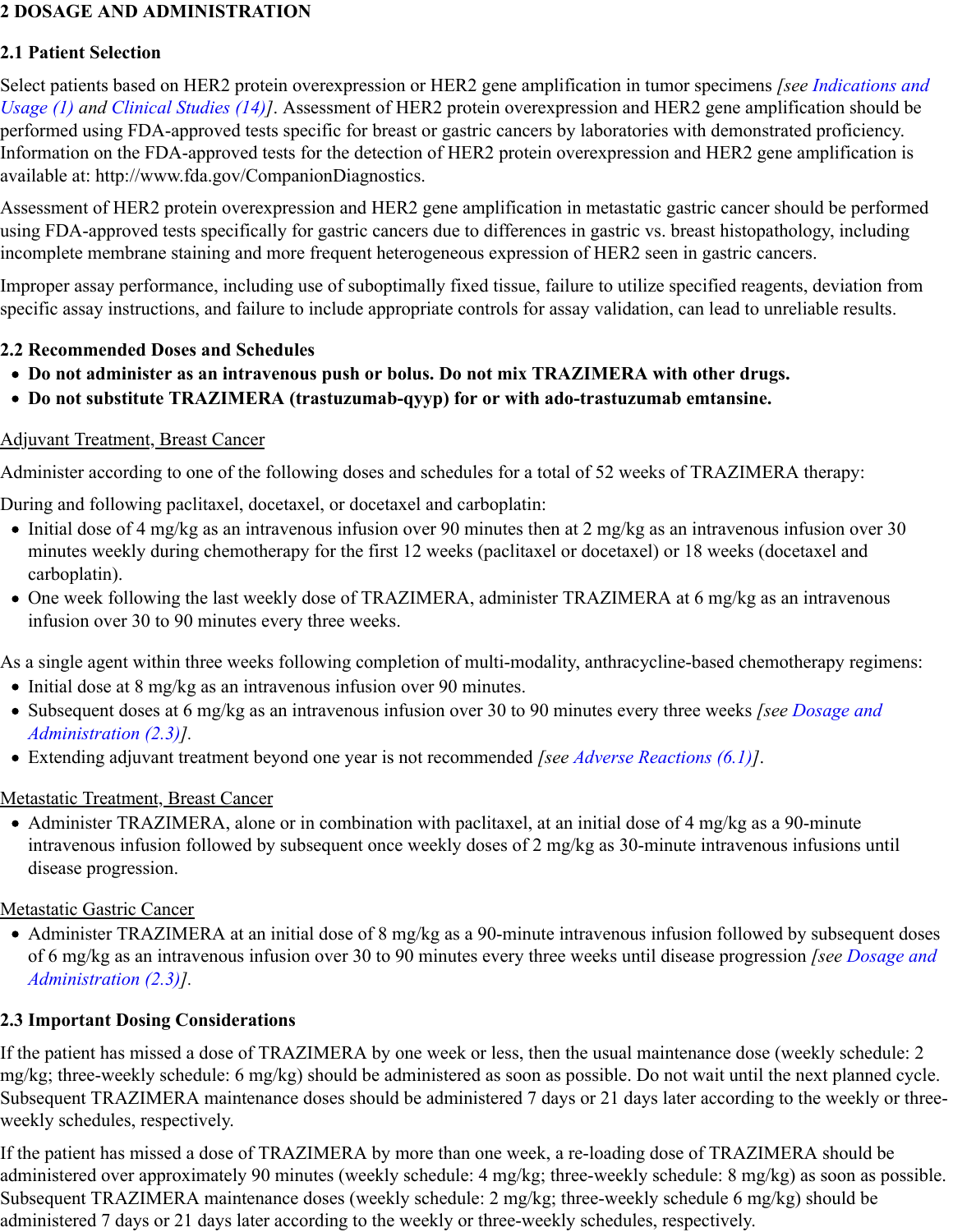## 2 DOSAGE AND ADMINISTRATION

### 2.1 Patient Selection

Select patients based on HER2 protein overexpression or HER2 gene amplification in tumor specimens *[see Indications and Usage (1) and Clinical Studies (14)]*. Assessment of HER2 protein overexpression and HER2 gene amplification should be performed using FDA-approved tests specific for breast or gastric cancers by laboratories with demonstrated proficiency. Information on the FDA-approved tests for the detection of HER2 protein overexpression and HER2 gene amplification is available at: http://www.fda.gov/CompanionDiagnostics.

Assessment of HER2 protein overexpression and HER2 gene amplification in metastatic gastric cancer should be performed using FDA-approved tests specifically for gastric cancers due to differences in gastric vs. breast histopathology, including incomplete membrane staining and more frequent heterogeneous expression of HER2 seen in gastric cancers.

Improper assay performance, including use of suboptimally fixed tissue, failure to utilize specified reagents, deviation from specific assay instructions, and failure to include appropriate controls for assay validation, can lead to unreliable results.

### 2.2 Recommended Doses and Schedules

- **Do not administer as an intravenous push or bolus. Do not mix TRAZIMERA with other drugs.**
- **Do not substitute TRAZIMERA (trastuzumab-qyyp) for or with ado-trastuzumab emtansine.**

Adjuvant Treatment, Breast Cancer

Administer according to one of the following doses and schedules for a total of 52 weeks of TRAZIMERA therapy:

During and following paclitaxel, docetaxel, or docetaxel and carboplatin:

- Initial dose of 4 mg/kg as an intravenous infusion over 90 minutes then at 2 mg/kg as an intravenous infusion over 30 minutes weekly during chemotherapy for the first 12 weeks (paclitaxel or docetaxel) or 18 weeks (docetaxel and carboplatin).
- One week following the last weekly dose of TRAZIMERA, administer TRAZIMERA at 6 mg/kg as an intravenous infusion over 30 to 90 minutes every three weeks.

As a single agent within three weeks following completion of multi-modality, anthracycline-based chemotherapy regimens:

- Initial dose at 8 mg/kg as an intravenous infusion over 90 minutes.
- Subsequent doses at 6 mg/kg as an intravenous infusion over 30 to 90 minutes every three weeks *[see Dosage and Administration (2.3)]*.
- Extending adjuvant treatment beyond one year is not recommended *[see Adverse Reactions (6.1)]*.

Metastatic Treatment, Breast Cancer

- Administer TRAZIMERA, alone or in combination with paclitaxel, at an initial dose of 4 mg/kg as a 90-minute intravenous infusion followed by subsequent once weekly doses of 2 mg/kg as 30-minute intravenous infusions until disease progression.

Metastatic Gastric Cancer

- Administer TRAZIMERA at an initial dose of 8 mg/kg as a 90-minute intravenous infusion followed by subsequent doses of 6 mg/kg as an intravenous infusion over 30 to 90 minutes every three weeks until disease progression *[see Dosage and Administration (2.3)]*.

### 2.3 Important Dosing Considerations

If the patient has missed a dose of TRAZIMERA by one week or less, then the usual maintenance dose (weekly schedule: 2 mg/kg; three-weekly schedule: 6 mg/kg) should be administered as soon as possible. Do not wait until the next planned cycle. Subsequent TRAZIMERA maintenance doses should be administered 7 days or 21 days later according to the weekly or three-weekly schedules, respectively.

If the patient has missed a dose of TRAZIMERA by more than one week, a re-loading dose of TRAZIMERA should be administered over approximately 90 minutes (weekly schedule: 4 mg/kg; three-weekly schedule: 8 mg/kg) as soon as possible. Subsequent TRAZIMERA maintenance doses (weekly schedule: 2 mg/kg; three-weekly schedule 6 mg/kg) should be administered 7 days or 21 days later according to the weekly or three-weekly schedules, respectively.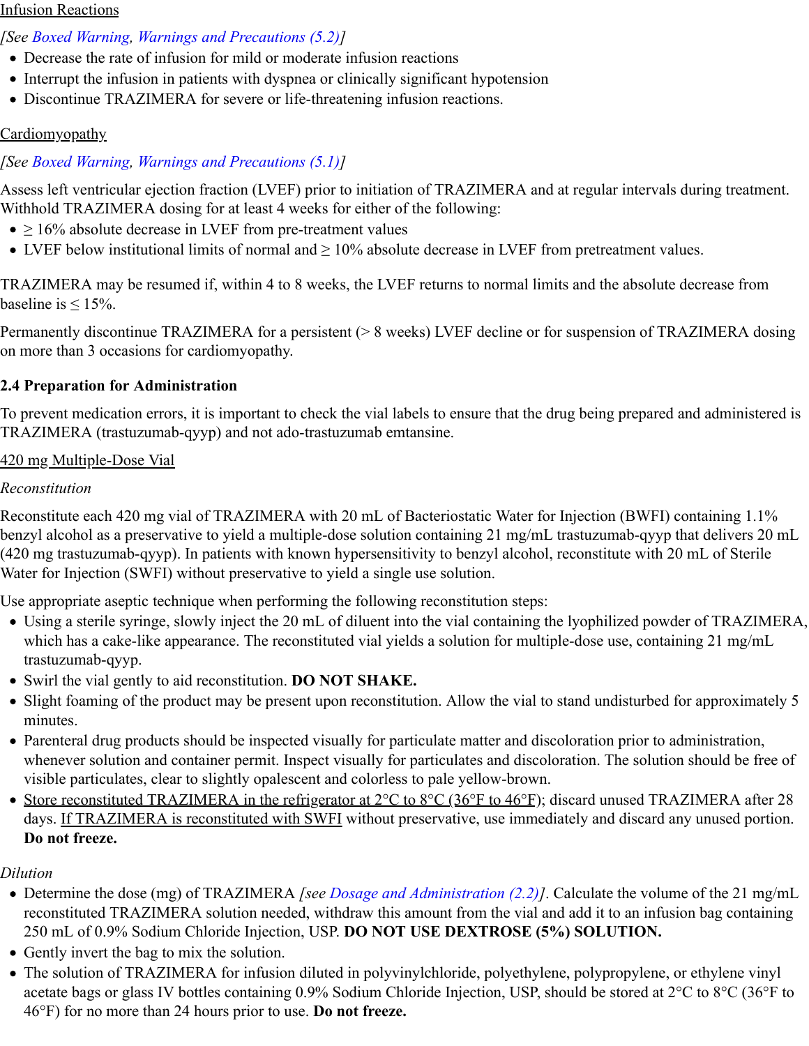Infusion Reactions

*[See Boxed Warning, Warnings and Precautions (5.2)]*

- Decrease the rate of infusion for mild or moderate infusion reactions
- Interrupt the infusion in patients with dyspnea or clinically significant hypotension
- Discontinue TRAZIMERA for severe or life-threatening infusion reactions.

Cardiomyopathy

*[See Boxed Warning, Warnings and Precautions (5.1)]*

Assess left ventricular ejection fraction (LVEF) prior to initiation of TRAZIMERA and at regular intervals during treatment. Withhold TRAZIMERA dosing for at least 4 weeks for either of the following:

- ≥ 16% absolute decrease in LVEF from pre-treatment values
- LVEF below institutional limits of normal and ≥ 10% absolute decrease in LVEF from pretreatment values.

TRAZIMERA may be resumed if, within 4 to 8 weeks, the LVEF returns to normal limits and the absolute decrease from baseline is ≤ 15%.

Permanently discontinue TRAZIMERA for a persistent (> 8 weeks) LVEF decline or for suspension of TRAZIMERA dosing on more than 3 occasions for cardiomyopathy.

### 2.4 Preparation for Administration

To prevent medication errors, it is important to check the vial labels to ensure that the drug being prepared and administered is TRAZIMERA (trastuzumab-qyyp) and not ado-trastuzumab emtansine.

420 mg Multiple-Dose Vial

*Reconstitution*

Reconstitute each 420 mg vial of TRAZIMERA with 20 mL of Bacteriostatic Water for Injection (BWFI) containing 1.1% benzyl alcohol as a preservative to yield a multiple-dose solution containing 21 mg/mL trastuzumab-qyyp that delivers 20 mL (420 mg trastuzumab-qyyp). In patients with known hypersensitivity to benzyl alcohol, reconstitute with 20 mL of Sterile Water for Injection (SWFI) without preservative to yield a single use solution.

Use appropriate aseptic technique when performing the following reconstitution steps:

- Using a sterile syringe, slowly inject the 20 mL of diluent into the vial containing the lyophilized powder of TRAZIMERA, which has a cake-like appearance. The reconstituted vial yields a solution for multiple-dose use, containing 21 mg/mL trastuzumab-qyyp.
- Swirl the vial gently to aid reconstitution. **DO NOT SHAKE.**
- Slight foaming of the product may be present upon reconstitution. Allow the vial to stand undisturbed for approximately 5 minutes.
- Parenteral drug products should be inspected visually for particulate matter and discoloration prior to administration, whenever solution and container permit. Inspect visually for particulates and discoloration. The solution should be free of visible particulates, clear to slightly opalescent and colorless to pale yellow-brown.
- Store reconstituted TRAZIMERA in the refrigerator at 2°C to 8°C (36°F to 46°F); discard unused TRAZIMERA after 28 days. If TRAZIMERA is reconstituted with SWFI without preservative, use immediately and discard any unused portion. **Do not freeze.**

*Dilution*

- Determine the dose (mg) of TRAZIMERA *[see Dosage and Administration (2.2)]*. Calculate the volume of the 21 mg/mL reconstituted TRAZIMERA solution needed, withdraw this amount from the vial and add it to an infusion bag containing 250 mL of 0.9% Sodium Chloride Injection, USP. **DO NOT USE DEXTROSE (5%) SOLUTION.**
- Gently invert the bag to mix the solution.
- The solution of TRAZIMERA for infusion diluted in polyvinylchloride, polyethylene, polypropylene, or ethylene vinyl acetate bags or glass IV bottles containing 0.9% Sodium Chloride Injection, USP, should be stored at 2°C to 8°C (36°F to 46°F) for no more than 24 hours prior to use. **Do not freeze.**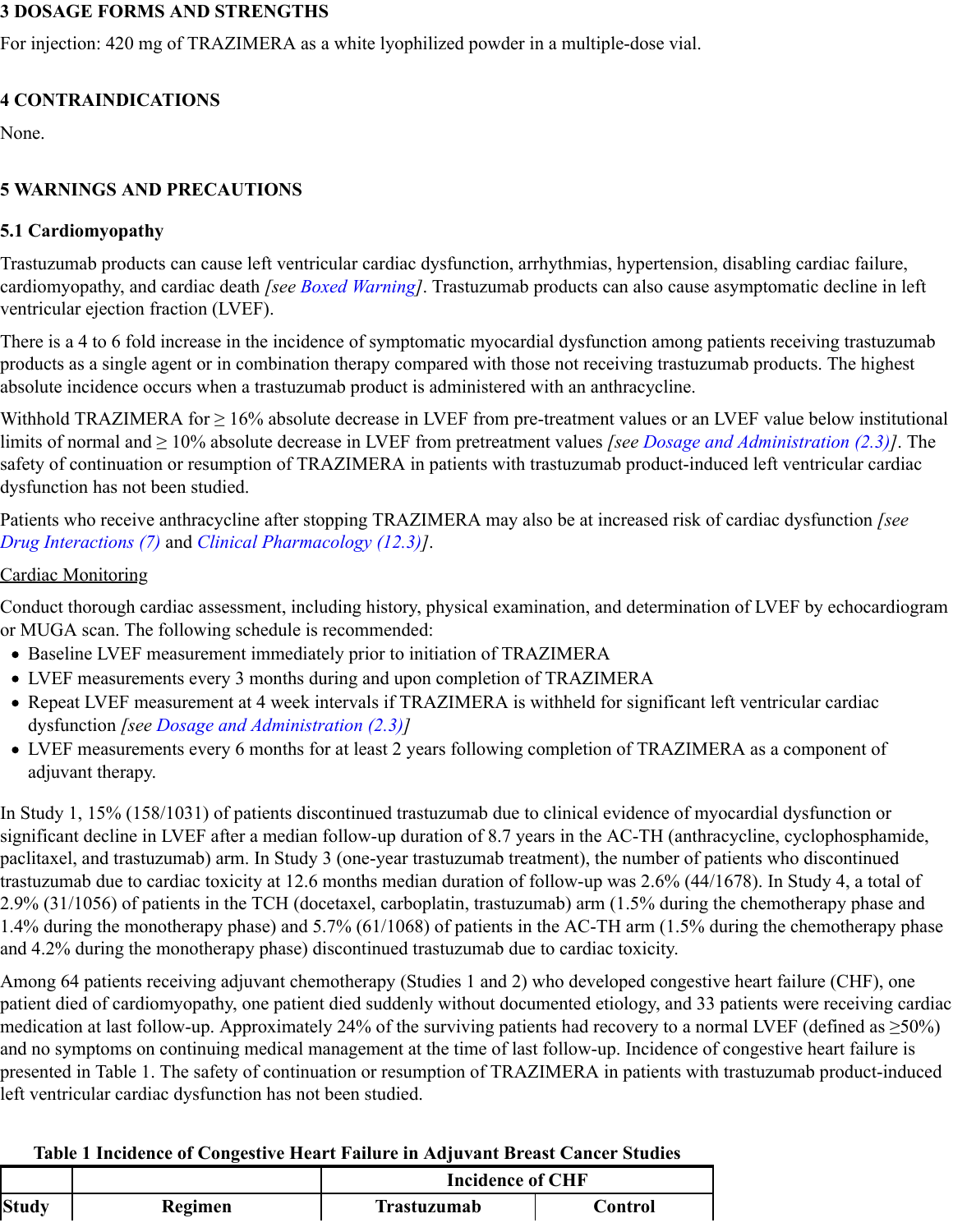## 3 DOSAGE FORMS AND STRENGTHS

For injection: 420 mg of TRAZIMERA as a white lyophilized powder in a multiple-dose vial.

## 4 CONTRAINDICATIONS

None.

## 5 WARNINGS AND PRECAUTIONS

### 5.1 Cardiomyopathy

Trastuzumab products can cause left ventricular cardiac dysfunction, arrhythmias, hypertension, disabling cardiac failure, cardiomyopathy, and cardiac death *[see Boxed Warning]*. Trastuzumab products can also cause asymptomatic decline in left ventricular ejection fraction (LVEF).

There is a 4 to 6 fold increase in the incidence of symptomatic myocardial dysfunction among patients receiving trastuzumab products as a single agent or in combination therapy compared with those not receiving trastuzumab products. The highest absolute incidence occurs when a trastuzumab product is administered with an anthracycline.

Withhold TRAZIMERA for ≥ 16% absolute decrease in LVEF from pre-treatment values or an LVEF value below institutional limits of normal and ≥ 10% absolute decrease in LVEF from pretreatment values *[see Dosage and Administration (2.3)]*. The safety of continuation or resumption of TRAZIMERA in patients with trastuzumab product-induced left ventricular cardiac dysfunction has not been studied.

Patients who receive anthracycline after stopping TRAZIMERA may also be at increased risk of cardiac dysfunction *[see Drug Interactions (7) and Clinical Pharmacology (12.3)]*.

Cardiac Monitoring

Conduct thorough cardiac assessment, including history, physical examination, and determination of LVEF by echocardiogram or MUGA scan. The following schedule is recommended:

- Baseline LVEF measurement immediately prior to initiation of TRAZIMERA
- LVEF measurements every 3 months during and upon completion of TRAZIMERA
- Repeat LVEF measurement at 4 week intervals if TRAZIMERA is withheld for significant left ventricular cardiac dysfunction *[see Dosage and Administration (2.3)]*
- LVEF measurements every 6 months for at least 2 years following completion of TRAZIMERA as a component of adjuvant therapy.

In Study 1, 15% (158/1031) of patients discontinued trastuzumab due to clinical evidence of myocardial dysfunction or significant decline in LVEF after a median follow-up duration of 8.7 years in the AC-TH (anthracycline, cyclophosphamide, paclitaxel, and trastuzumab) arm. In Study 3 (one-year trastuzumab treatment), the number of patients who discontinued trastuzumab due to cardiac toxicity at 12.6 months median duration of follow-up was 2.6% (44/1678). In Study 4, a total of 2.9% (31/1056) of patients in the TCH (docetaxel, carboplatin, trastuzumab) arm (1.5% during the chemotherapy phase and 1.4% during the monotherapy phase) and 5.7% (61/1068) of patients in the AC-TH arm (1.5% during the chemotherapy phase and 4.2% during the monotherapy phase) discontinued trastuzumab due to cardiac toxicity.

Among 64 patients receiving adjuvant chemotherapy (Studies 1 and 2) who developed congestive heart failure (CHF), one patient died of cardiomyopathy, one patient died suddenly without documented etiology, and 33 patients were receiving cardiac medication at last follow-up. Approximately 24% of the surviving patients had recovery to a normal LVEF (defined as ≥50%) and no symptoms on continuing medical management at the time of last follow-up. Incidence of congestive heart failure is presented in Table 1. The safety of continuation or resumption of TRAZIMERA in patients with trastuzumab product-induced left ventricular cardiac dysfunction has not been studied.

**Table 1 Incidence of Congestive Heart Failure in Adjuvant Breast Cancer Studies**

| | | Incidence of CHF | |
|---|---|---|---|
| **Study** | **Regimen** | **Trastuzumab** | **Control** |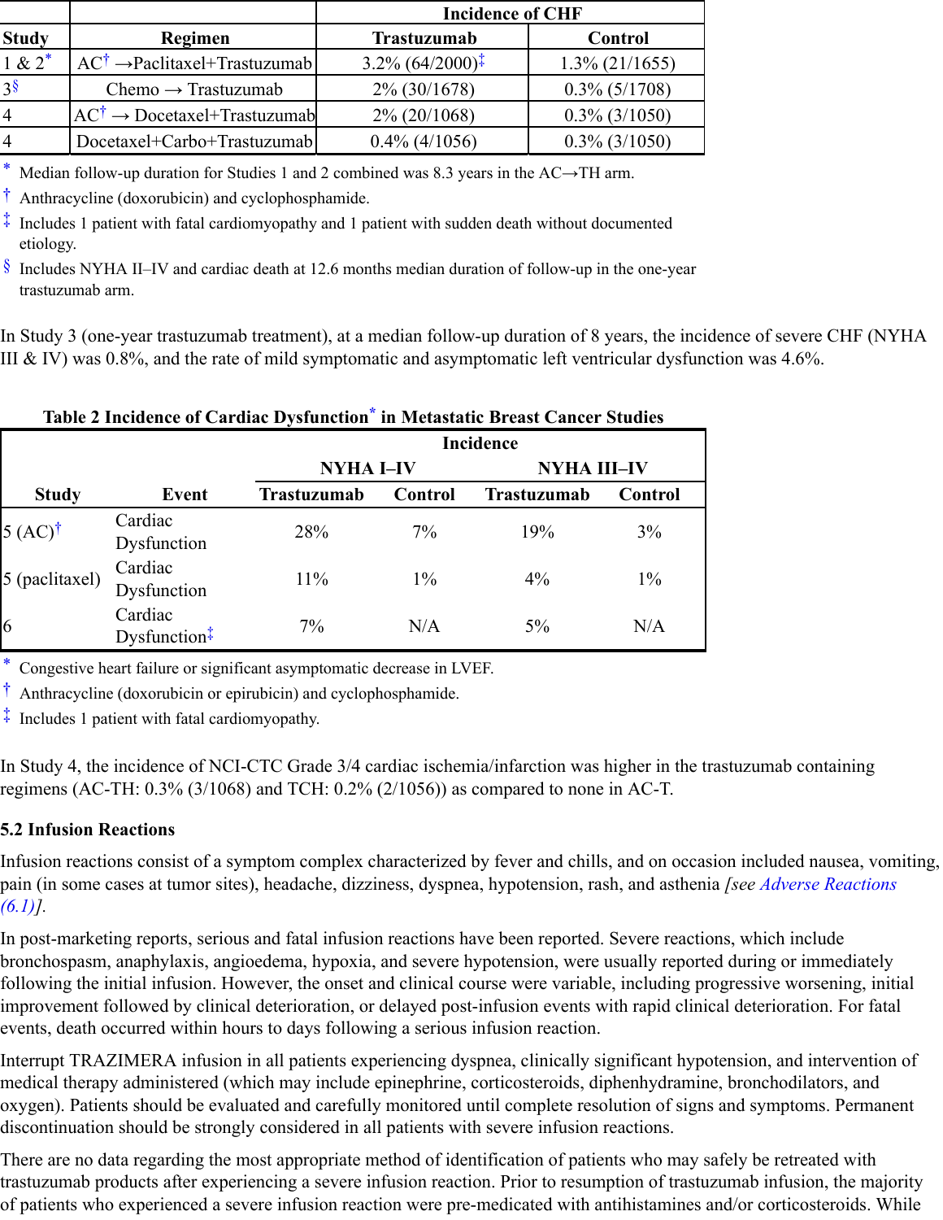| | | Incidence of CHF | |
|---|---|---|---|
| Study | Regimen | Trastuzumab | Control |
| 1 & 2* | AC† →Paclitaxel+Trastuzumab | 3.2% (64/2000)‡ | 1.3% (21/1655) |
| 3§ | Chemo → Trastuzumab | 2% (30/1678) | 0.3% (5/1708) |
| 4 | AC† → Docetaxel+Trastuzumab | 2% (20/1068) | 0.3% (3/1050) |
| 4 | Docetaxel+Carbo+Trastuzumab | 0.4% (4/1056) | 0.3% (3/1050) |

\* Median follow-up duration for Studies 1 and 2 combined was 8.3 years in the AC→TH arm.

† Anthracycline (doxorubicin) and cyclophosphamide.

‡ Includes 1 patient with fatal cardiomyopathy and 1 patient with sudden death without documented etiology.

§ Includes NYHA II–IV and cardiac death at 12.6 months median duration of follow-up in the one-year trastuzumab arm.

In Study 3 (one-year trastuzumab treatment), at a median follow-up duration of 8 years, the incidence of severe CHF (NYHA III & IV) was 0.8%, and the rate of mild symptomatic and asymptomatic left ventricular dysfunction was 4.6%.

**Table 2 Incidence of Cardiac Dysfunction* in Metastatic Breast Cancer Studies**

| | | Incidence | | | |
|---|---|---|---|---|---|
| | | NYHA I–IV | | NYHA III–IV | |
| Study | Event | Trastuzumab | Control | Trastuzumab | Control |
| 5 (AC)† | Cardiac Dysfunction | 28% | 7% | 19% | 3% |
| 5 (paclitaxel) | Cardiac Dysfunction | 11% | 1% | 4% | 1% |
| 6 | Cardiac Dysfunction‡ | 7% | N/A | 5% | N/A |

\* Congestive heart failure or significant asymptomatic decrease in LVEF.

† Anthracycline (doxorubicin or epirubicin) and cyclophosphamide.

‡ Includes 1 patient with fatal cardiomyopathy.

In Study 4, the incidence of NCI-CTC Grade 3/4 cardiac ischemia/infarction was higher in the trastuzumab containing regimens (AC-TH: 0.3% (3/1068) and TCH: 0.2% (2/1056)) as compared to none in AC-T.

### 5.2 Infusion Reactions

Infusion reactions consist of a symptom complex characterized by fever and chills, and on occasion included nausea, vomiting, pain (in some cases at tumor sites), headache, dizziness, dyspnea, hypotension, rash, and asthenia *[see Adverse Reactions (6.1)]*.

In post-marketing reports, serious and fatal infusion reactions have been reported. Severe reactions, which include bronchospasm, anaphylaxis, angioedema, hypoxia, and severe hypotension, were usually reported during or immediately following the initial infusion. However, the onset and clinical course were variable, including progressive worsening, initial improvement followed by clinical deterioration, or delayed post-infusion events with rapid clinical deterioration. For fatal events, death occurred within hours to days following a serious infusion reaction.

Interrupt TRAZIMERA infusion in all patients experiencing dyspnea, clinically significant hypotension, and intervention of medical therapy administered (which may include epinephrine, corticosteroids, diphenhydramine, bronchodilators, and oxygen). Patients should be evaluated and carefully monitored until complete resolution of signs and symptoms. Permanent discontinuation should be strongly considered in all patients with severe infusion reactions.

There are no data regarding the most appropriate method of identification of patients who may safely be retreated with trastuzumab products after experiencing a severe infusion reaction. Prior to resumption of trastuzumab infusion, the majority of patients who experienced a severe infusion reaction were pre-medicated with antihistamines and/or corticosteroids. While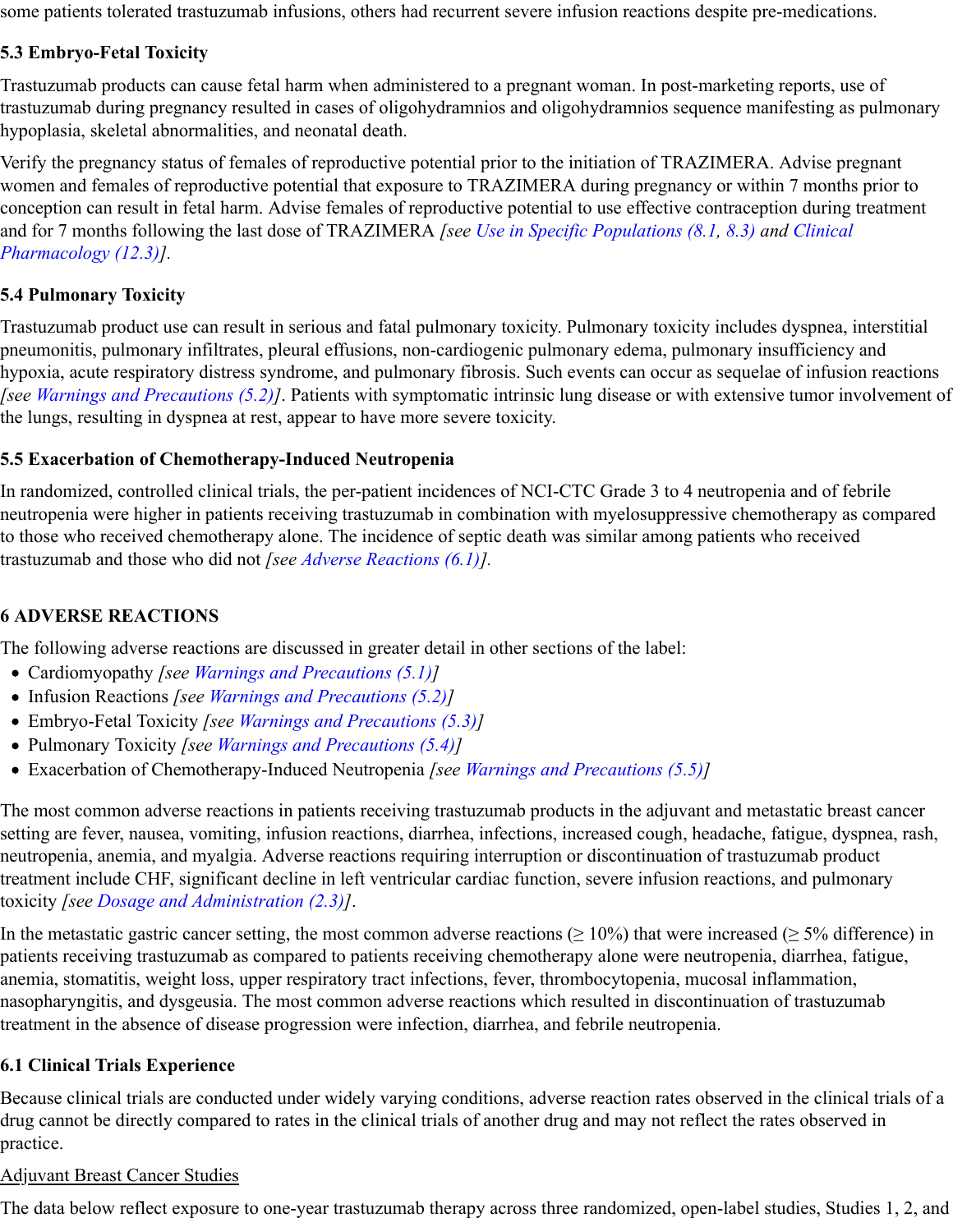some patients tolerated trastuzumab infusions, others had recurrent severe infusion reactions despite pre-medications.

### 5.3 Embryo-Fetal Toxicity

Trastuzumab products can cause fetal harm when administered to a pregnant woman. In post-marketing reports, use of trastuzumab during pregnancy resulted in cases of oligohydramnios and oligohydramnios sequence manifesting as pulmonary hypoplasia, skeletal abnormalities, and neonatal death.

Verify the pregnancy status of females of reproductive potential prior to the initiation of TRAZIMERA. Advise pregnant women and females of reproductive potential that exposure to TRAZIMERA during pregnancy or within 7 months prior to conception can result in fetal harm. Advise females of reproductive potential to use effective contraception during treatment and for 7 months following the last dose of TRAZIMERA *[see Use in Specific Populations (8.1, 8.3) and Clinical Pharmacology (12.3)]*.

### 5.4 Pulmonary Toxicity

Trastuzumab product use can result in serious and fatal pulmonary toxicity. Pulmonary toxicity includes dyspnea, interstitial pneumonitis, pulmonary infiltrates, pleural effusions, non-cardiogenic pulmonary edema, pulmonary insufficiency and hypoxia, acute respiratory distress syndrome, and pulmonary fibrosis. Such events can occur as sequelae of infusion reactions *[see Warnings and Precautions (5.2)]*. Patients with symptomatic intrinsic lung disease or with extensive tumor involvement of the lungs, resulting in dyspnea at rest, appear to have more severe toxicity.

### 5.5 Exacerbation of Chemotherapy-Induced Neutropenia

In randomized, controlled clinical trials, the per-patient incidences of NCI-CTC Grade 3 to 4 neutropenia and of febrile neutropenia were higher in patients receiving trastuzumab in combination with myelosuppressive chemotherapy as compared to those who received chemotherapy alone. The incidence of septic death was similar among patients who received trastuzumab and those who did not *[see Adverse Reactions (6.1)]*.

## 6 ADVERSE REACTIONS

The following adverse reactions are discussed in greater detail in other sections of the label:

- Cardiomyopathy *[see Warnings and Precautions (5.1)]*
- Infusion Reactions *[see Warnings and Precautions (5.2)]*
- Embryo-Fetal Toxicity *[see Warnings and Precautions (5.3)]*
- Pulmonary Toxicity *[see Warnings and Precautions (5.4)]*
- Exacerbation of Chemotherapy-Induced Neutropenia *[see Warnings and Precautions (5.5)]*

The most common adverse reactions in patients receiving trastuzumab products in the adjuvant and metastatic breast cancer setting are fever, nausea, vomiting, infusion reactions, diarrhea, infections, increased cough, headache, fatigue, dyspnea, rash, neutropenia, anemia, and myalgia. Adverse reactions requiring interruption or discontinuation of trastuzumab product treatment include CHF, significant decline in left ventricular cardiac function, severe infusion reactions, and pulmonary toxicity *[see Dosage and Administration (2.3)]*.

In the metastatic gastric cancer setting, the most common adverse reactions (≥ 10%) that were increased (≥ 5% difference) in patients receiving trastuzumab as compared to patients receiving chemotherapy alone were neutropenia, diarrhea, fatigue, anemia, stomatitis, weight loss, upper respiratory tract infections, fever, thrombocytopenia, mucosal inflammation, nasopharyngitis, and dysgeusia. The most common adverse reactions which resulted in discontinuation of trastuzumab treatment in the absence of disease progression were infection, diarrhea, and febrile neutropenia.

### 6.1 Clinical Trials Experience

Because clinical trials are conducted under widely varying conditions, adverse reaction rates observed in the clinical trials of a drug cannot be directly compared to rates in the clinical trials of another drug and may not reflect the rates observed in practice.

<u>Adjuvant Breast Cancer Studies</u>

The data below reflect exposure to one-year trastuzumab therapy across three randomized, open-label studies, Studies 1, 2, and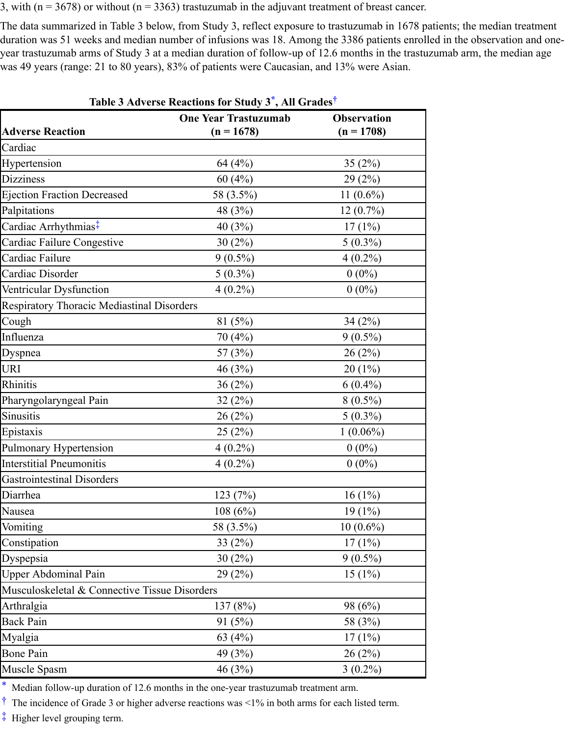3, with (n = 3678) or without (n = 3363) trastuzumab in the adjuvant treatment of breast cancer.

The data summarized in Table 3 below, from Study 3, reflect exposure to trastuzumab in 1678 patients; the median treatment duration was 51 weeks and median number of infusions was 18. Among the 3386 patients enrolled in the observation and one-year trastuzumab arms of Study 3 at a median duration of follow-up of 12.6 months in the trastuzumab arm, the median age was 49 years (range: 21 to 80 years), 83% of patients were Caucasian, and 13% were Asian.

**Table 3 Adverse Reactions for Study 3*, All Grades†**

| Adverse Reaction | One Year Trastuzumab (n = 1678) | Observation (n = 1708) |
|---|---|---|
| Cardiac | | |
| Hypertension | 64 (4%) | 35 (2%) |
| Dizziness | 60 (4%) | 29 (2%) |
| Ejection Fraction Decreased | 58 (3.5%) | 11 (0.6%) |
| Palpitations | 48 (3%) | 12 (0.7%) |
| Cardiac Arrhythmias‡ | 40 (3%) | 17 (1%) |
| Cardiac Failure Congestive | 30 (2%) | 5 (0.3%) |
| Cardiac Failure | 9 (0.5%) | 4 (0.2%) |
| Cardiac Disorder | 5 (0.3%) | 0 (0%) |
| Ventricular Dysfunction | 4 (0.2%) | 0 (0%) |
| Respiratory Thoracic Mediastinal Disorders | | |
| Cough | 81 (5%) | 34 (2%) |
| Influenza | 70 (4%) | 9 (0.5%) |
| Dyspnea | 57 (3%) | 26 (2%) |
| URI | 46 (3%) | 20 (1%) |
| Rhinitis | 36 (2%) | 6 (0.4%) |
| Pharyngolaryngeal Pain | 32 (2%) | 8 (0.5%) |
| Sinusitis | 26 (2%) | 5 (0.3%) |
| Epistaxis | 25 (2%) | 1 (0.06%) |
| Pulmonary Hypertension | 4 (0.2%) | 0 (0%) |
| Interstitial Pneumonitis | 4 (0.2%) | 0 (0%) |
| Gastrointestinal Disorders | | |
| Diarrhea | 123 (7%) | 16 (1%) |
| Nausea | 108 (6%) | 19 (1%) |
| Vomiting | 58 (3.5%) | 10 (0.6%) |
| Constipation | 33 (2%) | 17 (1%) |
| Dyspepsia | 30 (2%) | 9 (0.5%) |
| Upper Abdominal Pain | 29 (2%) | 15 (1%) |
| Musculoskeletal & Connective Tissue Disorders | | |
| Arthralgia | 137 (8%) | 98 (6%) |
| Back Pain | 91 (5%) | 58 (3%) |
| Myalgia | 63 (4%) | 17 (1%) |
| Bone Pain | 49 (3%) | 26 (2%) |
| Muscle Spasm | 46 (3%) | 3 (0.2%) |

\* Median follow-up duration of 12.6 months in the one-year trastuzumab treatment arm.

† The incidence of Grade 3 or higher adverse reactions was <1% in both arms for each listed term.

‡ Higher level grouping term.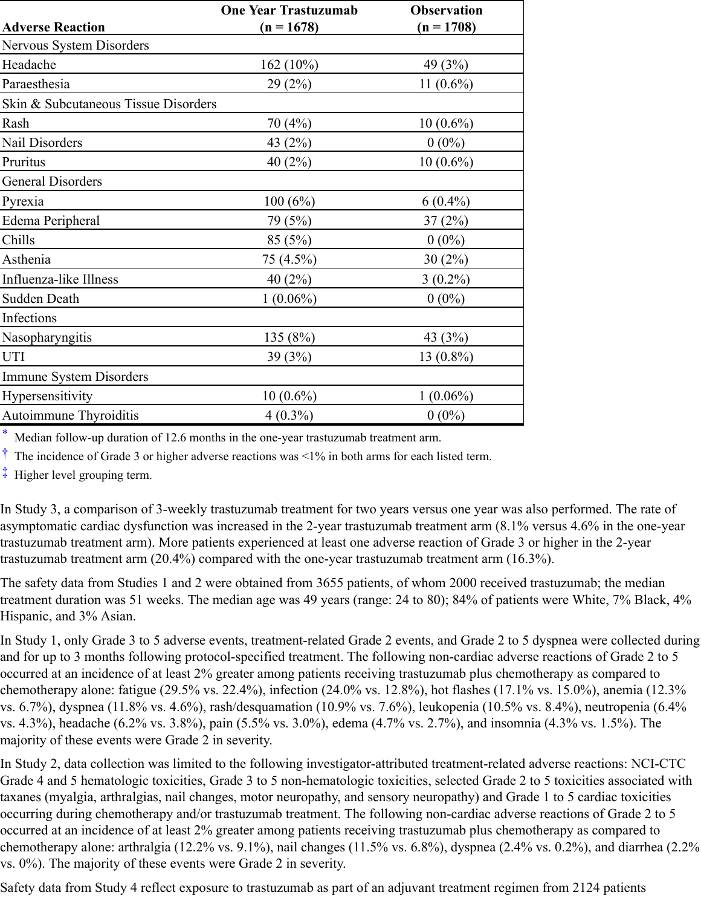| Adverse Reaction | One Year Trastuzumab (n = 1678) | Observation (n = 1708) |
|---|---|---|
| Nervous System Disorders | | |
| Headache | 162 (10%) | 49 (3%) |
| Paraesthesia | 29 (2%) | 11 (0.6%) |
| Skin & Subcutaneous Tissue Disorders | | |
| Rash | 70 (4%) | 10 (0.6%) |
| Nail Disorders | 43 (2%) | 0 (0%) |
| Pruritus | 40 (2%) | 10 (0.6%) |
| General Disorders | | |
| Pyrexia | 100 (6%) | 6 (0.4%) |
| Edema Peripheral | 79 (5%) | 37 (2%) |
| Chills | 85 (5%) | 0 (0%) |
| Asthenia | 75 (4.5%) | 30 (2%) |
| Influenza-like Illness | 40 (2%) | 3 (0.2%) |
| Sudden Death | 1 (0.06%) | 0 (0%) |
| Infections | | |
| Nasopharyngitis | 135 (8%) | 43 (3%) |
| UTI | 39 (3%) | 13 (0.8%) |
| Immune System Disorders | | |
| Hypersensitivity | 10 (0.6%) | 1 (0.06%) |
| Autoimmune Thyroiditis | 4 (0.3%) | 0 (0%) |

\* Median follow-up duration of 12.6 months in the one-year trastuzumab treatment arm.

† The incidence of Grade 3 or higher adverse reactions was <1% in both arms for each listed term.

‡ Higher level grouping term.

In Study 3, a comparison of 3-weekly trastuzumab treatment for two years versus one year was also performed. The rate of asymptomatic cardiac dysfunction was increased in the 2-year trastuzumab treatment arm (8.1% versus 4.6% in the one-year trastuzumab treatment arm). More patients experienced at least one adverse reaction of Grade 3 or higher in the 2-year trastuzumab treatment arm (20.4%) compared with the one-year trastuzumab treatment arm (16.3%).

The safety data from Studies 1 and 2 were obtained from 3655 patients, of whom 2000 received trastuzumab; the median treatment duration was 51 weeks. The median age was 49 years (range: 24 to 80); 84% of patients were White, 7% Black, 4% Hispanic, and 3% Asian.

In Study 1, only Grade 3 to 5 adverse events, treatment-related Grade 2 events, and Grade 2 to 5 dyspnea were collected during and for up to 3 months following protocol-specified treatment. The following non-cardiac adverse reactions of Grade 2 to 5 occurred at an incidence of at least 2% greater among patients receiving trastuzumab plus chemotherapy as compared to chemotherapy alone: fatigue (29.5% vs. 22.4%), infection (24.0% vs. 12.8%), hot flashes (17.1% vs. 15.0%), anemia (12.3% vs. 6.7%), dyspnea (11.8% vs. 4.6%), rash/desquamation (10.9% vs. 7.6%), leukopenia (10.5% vs. 8.4%), neutropenia (6.4% vs. 4.3%), headache (6.2% vs. 3.8%), pain (5.5% vs. 3.0%), edema (4.7% vs. 2.7%), and insomnia (4.3% vs. 1.5%). The majority of these events were Grade 2 in severity.

In Study 2, data collection was limited to the following investigator-attributed treatment-related adverse reactions: NCI-CTC Grade 4 and 5 hematologic toxicities, Grade 3 to 5 non-hematologic toxicities, selected Grade 2 to 5 toxicities associated with taxanes (myalgia, arthralgias, nail changes, motor neuropathy, and sensory neuropathy) and Grade 1 to 5 cardiac toxicities occurring during chemotherapy and/or trastuzumab treatment. The following non-cardiac adverse reactions of Grade 2 to 5 occurred at an incidence of at least 2% greater among patients receiving trastuzumab plus chemotherapy as compared to chemotherapy alone: arthralgia (12.2% vs. 9.1%), nail changes (11.5% vs. 6.8%), dyspnea (2.4% vs. 0.2%), and diarrhea (2.2% vs. 0%). The majority of these events were Grade 2 in severity.

Safety data from Study 4 reflect exposure to trastuzumab as part of an adjuvant treatment regimen from 2124 patients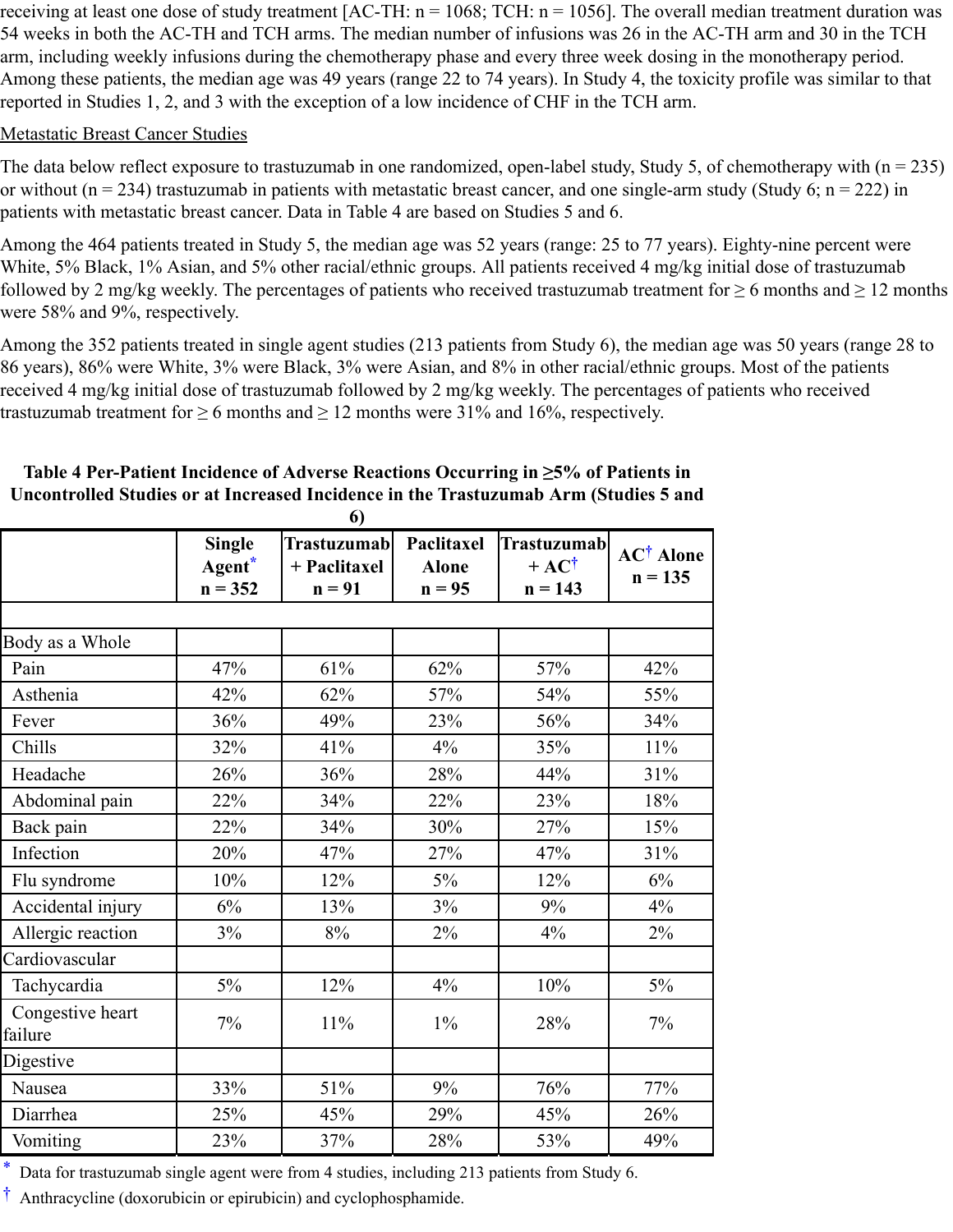receiving at least one dose of study treatment [AC-TH: n = 1068; TCH: n = 1056]. The overall median treatment duration was 54 weeks in both the AC-TH and TCH arms. The median number of infusions was 26 in the AC-TH arm and 30 in the TCH arm, including weekly infusions during the chemotherapy phase and every three week dosing in the monotherapy period. Among these patients, the median age was 49 years (range 22 to 74 years). In Study 4, the toxicity profile was similar to that reported in Studies 1, 2, and 3 with the exception of a low incidence of CHF in the TCH arm.

Metastatic Breast Cancer Studies

The data below reflect exposure to trastuzumab in one randomized, open-label study, Study 5, of chemotherapy with (n = 235) or without (n = 234) trastuzumab in patients with metastatic breast cancer, and one single-arm study (Study 6; n = 222) in patients with metastatic breast cancer. Data in Table 4 are based on Studies 5 and 6.

Among the 464 patients treated in Study 5, the median age was 52 years (range: 25 to 77 years). Eighty-nine percent were White, 5% Black, 1% Asian, and 5% other racial/ethnic groups. All patients received 4 mg/kg initial dose of trastuzumab followed by 2 mg/kg weekly. The percentages of patients who received trastuzumab treatment for ≥ 6 months and ≥ 12 months were 58% and 9%, respectively.

Among the 352 patients treated in single agent studies (213 patients from Study 6), the median age was 50 years (range 28 to 86 years), 86% were White, 3% were Black, 3% were Asian, and 8% in other racial/ethnic groups. Most of the patients received 4 mg/kg initial dose of trastuzumab followed by 2 mg/kg weekly. The percentages of patients who received trastuzumab treatment for ≥ 6 months and ≥ 12 months were 31% and 16%, respectively.

**Table 4 Per-Patient Incidence of Adverse Reactions Occurring in ≥5% of Patients in Uncontrolled Studies or at Increased Incidence in the Trastuzumab Arm (Studies 5 and 6)**

| | Single Agent* n = 352 | Trastuzumab + Paclitaxel n = 91 | Paclitaxel Alone n = 95 | Trastuzumab + AC† n = 143 | AC† Alone n = 135 |
|---|---|---|---|---|---|
| Body as a Whole | | | | | |
| Pain | 47% | 61% | 62% | 57% | 42% |
| Asthenia | 42% | 62% | 57% | 54% | 55% |
| Fever | 36% | 49% | 23% | 56% | 34% |
| Chills | 32% | 41% | 4% | 35% | 11% |
| Headache | 26% | 36% | 28% | 44% | 31% |
| Abdominal pain | 22% | 34% | 22% | 23% | 18% |
| Back pain | 22% | 34% | 30% | 27% | 15% |
| Infection | 20% | 47% | 27% | 47% | 31% |
| Flu syndrome | 10% | 12% | 5% | 12% | 6% |
| Accidental injury | 6% | 13% | 3% | 9% | 4% |
| Allergic reaction | 3% | 8% | 2% | 4% | 2% |
| Cardiovascular | | | | | |
| Tachycardia | 5% | 12% | 4% | 10% | 5% |
| Congestive heart failure | 7% | 11% | 1% | 28% | 7% |
| Digestive | | | | | |
| Nausea | 33% | 51% | 9% | 76% | 77% |
| Diarrhea | 25% | 45% | 29% | 45% | 26% |
| Vomiting | 23% | 37% | 28% | 53% | 49% |

* Data for trastuzumab single agent were from 4 studies, including 213 patients from Study 6.

† Anthracycline (doxorubicin or epirubicin) and cyclophosphamide.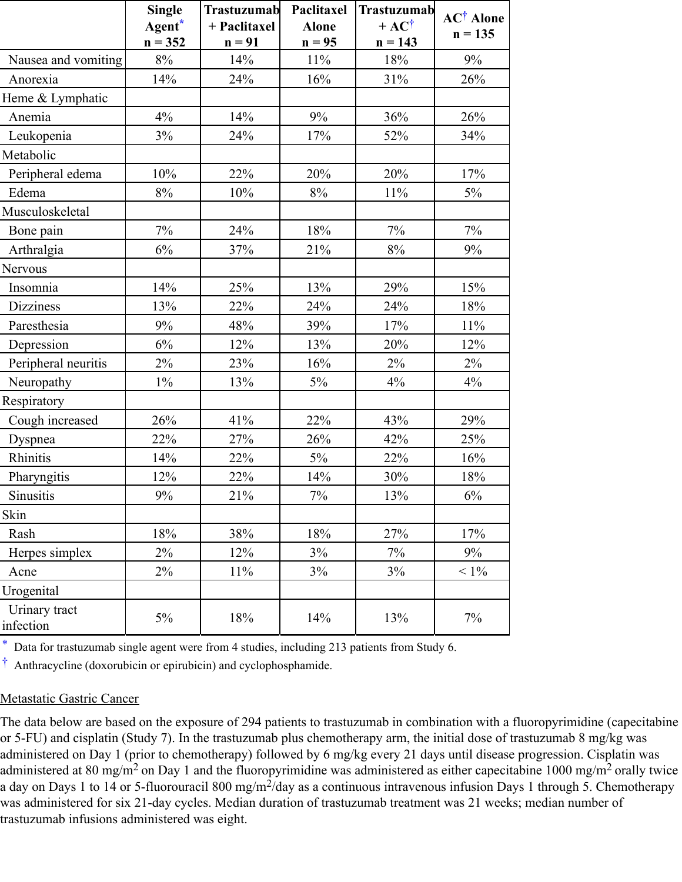| | Single Agent[*] n = 352 | Trastuzumab + Paclitaxel n = 91 | Paclitaxel Alone n = 95 | Trastuzumab + AC[†] n = 143 | AC[†] Alone n = 135 |
|---|---|---|---|---|---|
| Nausea and vomiting | 8% | 14% | 11% | 18% | 9% |
| Anorexia | 14% | 24% | 16% | 31% | 26% |
| Heme & Lymphatic | | | | | |
| Anemia | 4% | 14% | 9% | 36% | 26% |
| Leukopenia | 3% | 24% | 17% | 52% | 34% |
| Metabolic | | | | | |
| Peripheral edema | 10% | 22% | 20% | 20% | 17% |
| Edema | 8% | 10% | 8% | 11% | 5% |
| Musculoskeletal | | | | | |
| Bone pain | 7% | 24% | 18% | 7% | 7% |
| Arthralgia | 6% | 37% | 21% | 8% | 9% |
| Nervous | | | | | |
| Insomnia | 14% | 25% | 13% | 29% | 15% |
| Dizziness | 13% | 22% | 24% | 24% | 18% |
| Paresthesia | 9% | 48% | 39% | 17% | 11% |
| Depression | 6% | 12% | 13% | 20% | 12% |
| Peripheral neuritis | 2% | 23% | 16% | 2% | 2% |
| Neuropathy | 1% | 13% | 5% | 4% | 4% |
| Respiratory | | | | | |
| Cough increased | 26% | 41% | 22% | 43% | 29% |
| Dyspnea | 22% | 27% | 26% | 42% | 25% |
| Rhinitis | 14% | 22% | 5% | 22% | 16% |
| Pharyngitis | 12% | 22% | 14% | 30% | 18% |
| Sinusitis | 9% | 21% | 7% | 13% | 6% |
| Skin | | | | | |
| Rash | 18% | 38% | 18% | 27% | 17% |
| Herpes simplex | 2% | 12% | 3% | 7% | 9% |
| Acne | 2% | 11% | 3% | 3% | < 1% |
| Urogenital | | | | | |
| Urinary tract infection | 5% | 18% | 14% | 13% | 7% |

[*] Data for trastuzumab single agent were from 4 studies, including 213 patients from Study 6.

[†] Anthracycline (doxorubicin or epirubicin) and cyclophosphamide.

Metastatic Gastric Cancer

The data below are based on the exposure of 294 patients to trastuzumab in combination with a fluoropyrimidine (capecitabine or 5-FU) and cisplatin (Study 7). In the trastuzumab plus chemotherapy arm, the initial dose of trastuzumab 8 mg/kg was administered on Day 1 (prior to chemotherapy) followed by 6 mg/kg every 21 days until disease progression. Cisplatin was administered at 80 mg/$m^2$ on Day 1 and the fluoropyrimidine was administered as either capecitabine 1000 mg/$m^2$ orally twice a day on Days 1 to 14 or 5-fluorouracil 800 mg/$m^2$/day as a continuous intravenous infusion Days 1 through 5. Chemotherapy was administered for six 21-day cycles. Median duration of trastuzumab treatment was 21 weeks; median number of trastuzumab infusions administered was eight.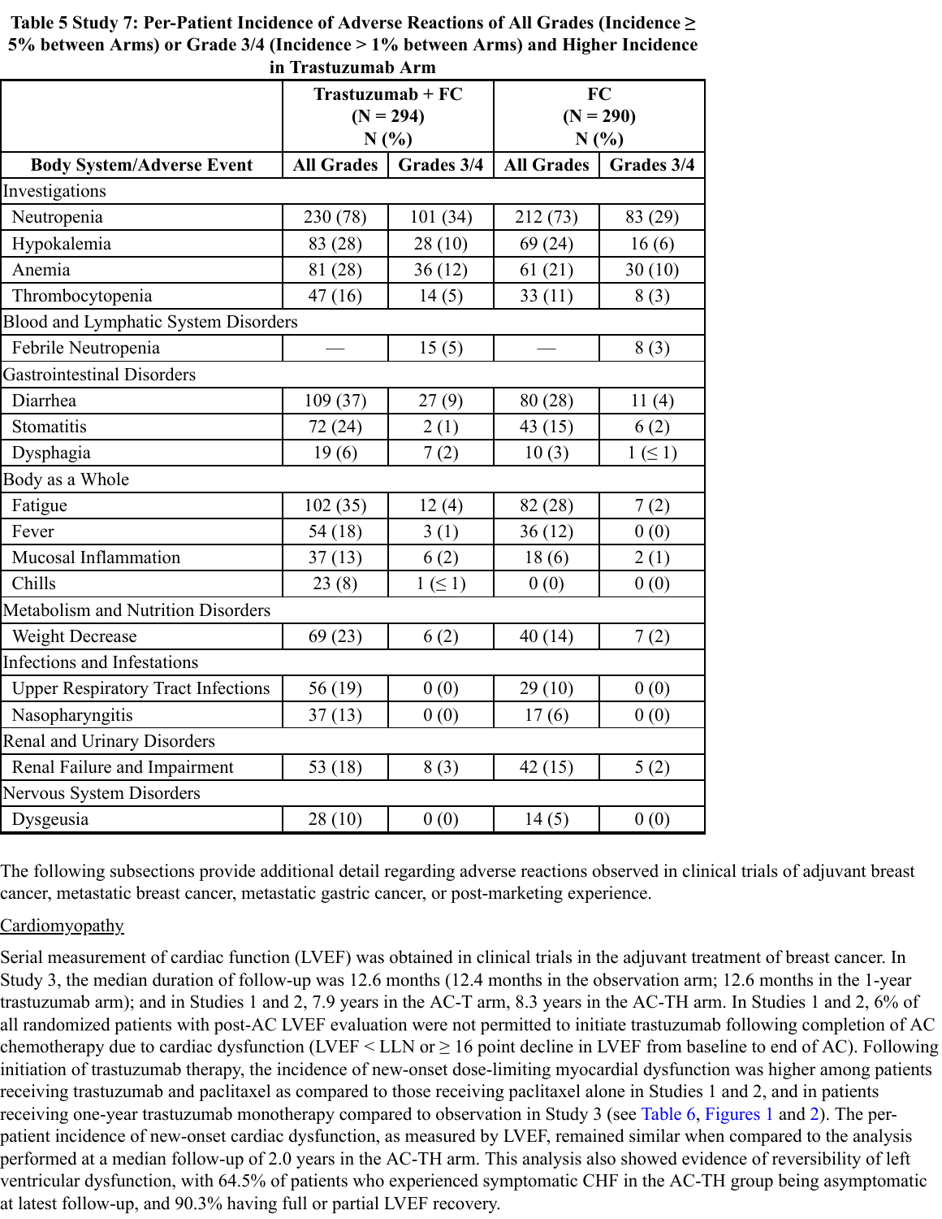**Table 5 Study 7: Per-Patient Incidence of Adverse Reactions of All Grades (Incidence ≥ 5% between Arms) or Grade 3/4 (Incidence > 1% between Arms) and Higher Incidence in Trastuzumab Arm**

| | Trastuzumab + FC (N = 294) N (%) | | FC (N = 290) N (%) | |
|---|---|---|---|---|
| **Body System/Adverse Event** | **All Grades** | **Grades 3/4** | **All Grades** | **Grades 3/4** |
| Investigations | | | | |
| Neutropenia | 230 (78) | 101 (34) | 212 (73) | 83 (29) |
| Hypokalemia | 83 (28) | 28 (10) | 69 (24) | 16 (6) |
| Anemia | 81 (28) | 36 (12) | 61 (21) | 30 (10) |
| Thrombocytopenia | 47 (16) | 14 (5) | 33 (11) | 8 (3) |
| Blood and Lymphatic System Disorders | | | | |
| Febrile Neutropenia | — | 15 (5) | — | 8 (3) |
| Gastrointestinal Disorders | | | | |
| Diarrhea | 109 (37) | 27 (9) | 80 (28) | 11 (4) |
| Stomatitis | 72 (24) | 2 (1) | 43 (15) | 6 (2) |
| Dysphagia | 19 (6) | 7 (2) | 10 (3) | 1 (≤ 1) |
| Body as a Whole | | | | |
| Fatigue | 102 (35) | 12 (4) | 82 (28) | 7 (2) |
| Fever | 54 (18) | 3 (1) | 36 (12) | 0 (0) |
| Mucosal Inflammation | 37 (13) | 6 (2) | 18 (6) | 2 (1) |
| Chills | 23 (8) | 1 (≤ 1) | 0 (0) | 0 (0) |
| Metabolism and Nutrition Disorders | | | | |
| Weight Decrease | 69 (23) | 6 (2) | 40 (14) | 7 (2) |
| Infections and Infestations | | | | |
| Upper Respiratory Tract Infections | 56 (19) | 0 (0) | 29 (10) | 0 (0) |
| Nasopharyngitis | 37 (13) | 0 (0) | 17 (6) | 0 (0) |
| Renal and Urinary Disorders | | | | |
| Renal Failure and Impairment | 53 (18) | 8 (3) | 42 (15) | 5 (2) |
| Nervous System Disorders | | | | |
| Dysgeusia | 28 (10) | 0 (0) | 14 (5) | 0 (0) |

The following subsections provide additional detail regarding adverse reactions observed in clinical trials of adjuvant breast cancer, metastatic breast cancer, metastatic gastric cancer, or post-marketing experience.

Cardiomyopathy

Serial measurement of cardiac function (LVEF) was obtained in clinical trials in the adjuvant treatment of breast cancer. In Study 3, the median duration of follow-up was 12.6 months (12.4 months in the observation arm; 12.6 months in the 1-year trastuzumab arm); and in Studies 1 and 2, 7.9 years in the AC-T arm, 8.3 years in the AC-TH arm. In Studies 1 and 2, 6% of all randomized patients with post-AC LVEF evaluation were not permitted to initiate trastuzumab following completion of AC chemotherapy due to cardiac dysfunction (LVEF < LLN or ≥ 16 point decline in LVEF from baseline to end of AC). Following initiation of trastuzumab therapy, the incidence of new-onset dose-limiting myocardial dysfunction was higher among patients receiving trastuzumab and paclitaxel as compared to those receiving paclitaxel alone in Studies 1 and 2, and in patients receiving one-year trastuzumab monotherapy compared to observation in Study 3 (see Table 6, Figures 1 and 2). The per-patient incidence of new-onset cardiac dysfunction, as measured by LVEF, remained similar when compared to the analysis performed at a median follow-up of 2.0 years in the AC-TH arm. This analysis also showed evidence of reversibility of left ventricular dysfunction, with 64.5% of patients who experienced symptomatic CHF in the AC-TH group being asymptomatic at latest follow-up, and 90.3% having full or partial LVEF recovery.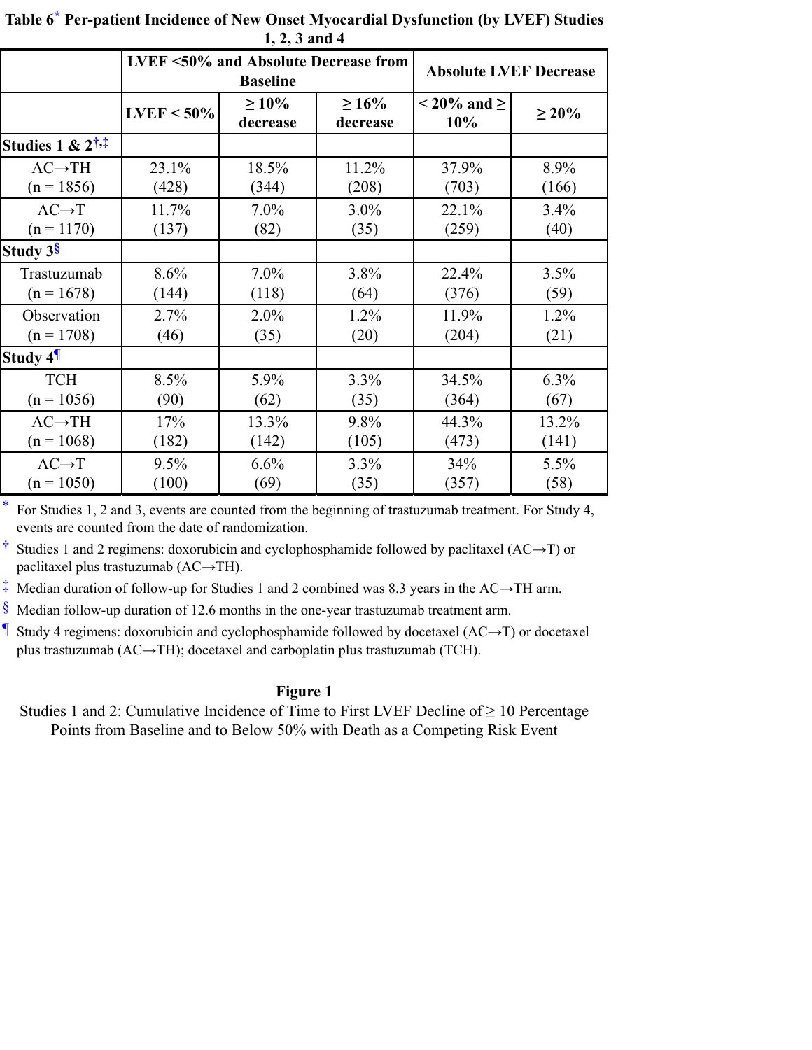**Table 6[*] Per-patient Incidence of New Onset Myocardial Dysfunction (by LVEF) Studies 1, 2, 3 and 4**

| | LVEF <50% and Absolute Decrease from Baseline | | | Absolute LVEF Decrease | |
|---|---|---|---|---|---|
| | LVEF < 50% | ≥ 10% decrease | ≥ 16% decrease | < 20% and ≥ 10% | ≥ 20% |
| **Studies 1 & 2[†,‡]** | | | | | |
| AC→TH (n = 1856) | 23.1% (428) | 18.5% (344) | 11.2% (208) | 37.9% (703) | 8.9% (166) |
| AC→T (n = 1170) | 11.7% (137) | 7.0% (82) | 3.0% (35) | 22.1% (259) | 3.4% (40) |
| **Study 3[§]** | | | | | |
| Trastuzumab (n = 1678) | 8.6% (144) | 7.0% (118) | 3.8% (64) | 22.4% (376) | 3.5% (59) |
| Observation (n = 1708) | 2.7% (46) | 2.0% (35) | 1.2% (20) | 11.9% (204) | 1.2% (21) |
| **Study 4[¶]** | | | | | |
| TCH (n = 1056) | 8.5% (90) | 5.9% (62) | 3.3% (35) | 34.5% (364) | 6.3% (67) |
| AC→TH (n = 1068) | 17% (182) | 13.3% (142) | 9.8% (105) | 44.3% (473) | 13.2% (141) |
| AC→T (n = 1050) | 9.5% (100) | 6.6% (69) | 3.3% (35) | 34% (357) | 5.5% (58) |

[*] For Studies 1, 2 and 3, events are counted from the beginning of trastuzumab treatment. For Study 4, events are counted from the date of randomization.

[†] Studies 1 and 2 regimens: doxorubicin and cyclophosphamide followed by paclitaxel (AC→T) or paclitaxel plus trastuzumab (AC→TH).

[‡] Median duration of follow-up for Studies 1 and 2 combined was 8.3 years in the AC→TH arm.

[§] Median follow-up duration of 12.6 months in the one-year trastuzumab treatment arm.

[¶] Study 4 regimens: doxorubicin and cyclophosphamide followed by docetaxel (AC→T) or docetaxel plus trastuzumab (AC→TH); docetaxel and carboplatin plus trastuzumab (TCH).

**Figure 1**

Studies 1 and 2: Cumulative Incidence of Time to First LVEF Decline of ≥ 10 Percentage Points from Baseline and to Below 50% with Death as a Competing Risk Event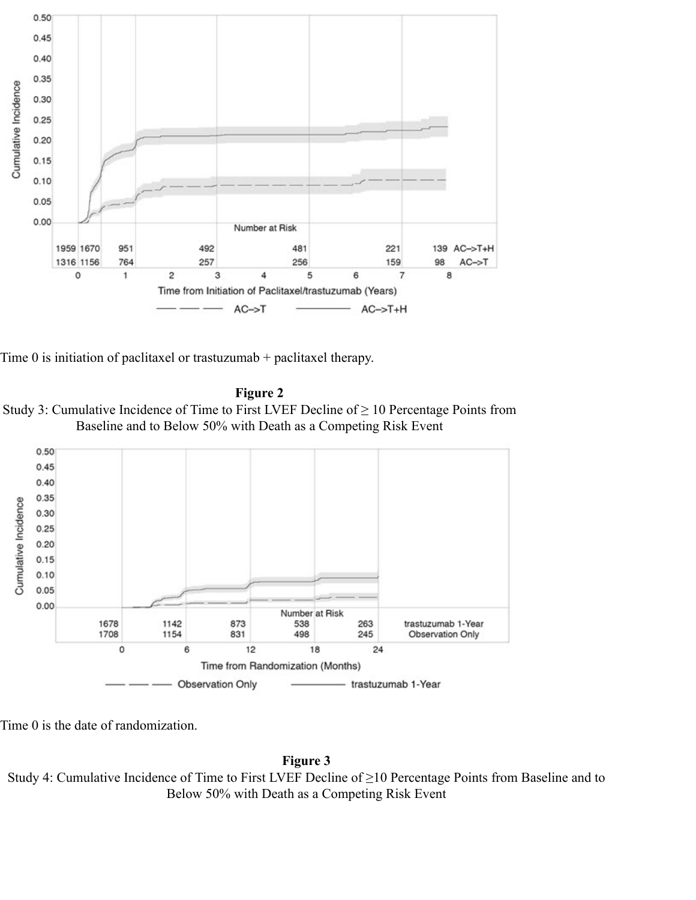0.50
0.45
0.40
0.35
0.30
0.25
0.20
0.15
0.10
0.05
0.00

Cumulative Incidence

Number at Risk

1959 1670 951 492 481 221 139 AC->T+H

1316 1156 764 257 256 159 98 AC->T

0 1 2 3 4 5 6 7 8

Time from Initiation of Paclitaxel/trastuzumab (Years)

AC->T AC->T+H

Time 0 is initiation of paclitaxel or trastuzumab + paclitaxel therapy.

**Figure 2**

Study 3: Cumulative Incidence of Time to First LVEF Decline of ≥ 10 Percentage Points from Baseline and to Below 50% with Death as a Competing Risk Event

0.50
0.45
0.40
0.35
0.30
0.25
0.20
0.15
0.10
0.05
0.00

Cumulative Incidence

Number at Risk

1678 1142 873 538 263 trastuzumab 1-Year

1708 1154 831 498 245 Observation Only

0 6 12 18 24

Time from Randomization (Months)

Observation Only trastuzumab 1-Year

Time 0 is the date of randomization.

**Figure 3**

Study 4: Cumulative Incidence of Time to First LVEF Decline of ≥10 Percentage Points from Baseline and to Below 50% with Death as a Competing Risk Event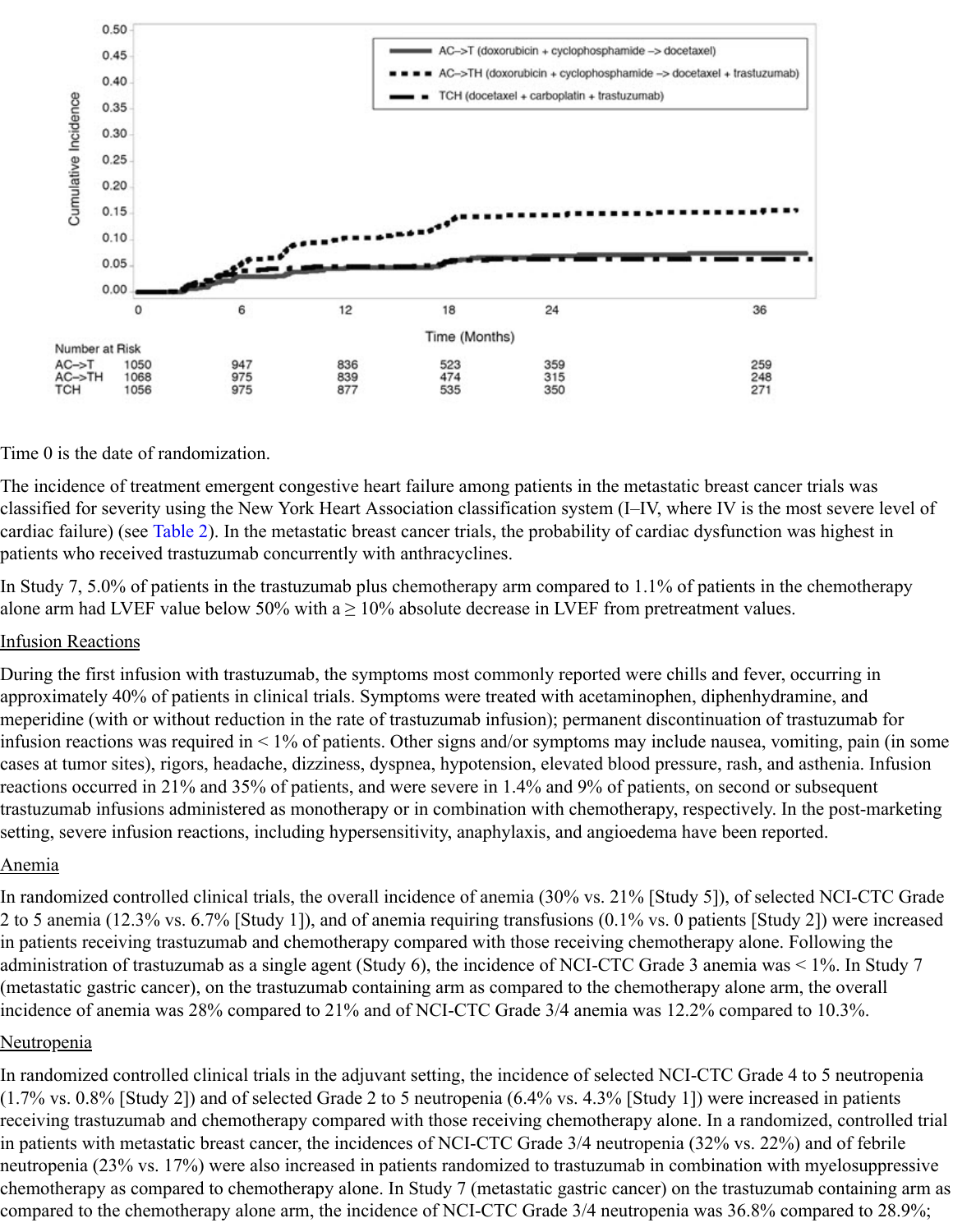0.50
0.45
0.40
0.35
0.30
0.25
0.20
0.15
0.10
0.05
0.00

Cumulative Incidence

AC–>T (doxorubicin + cyclophosphamide –> docetaxel)
AC–>TH (doxorubicin + cyclophosphamide –> docetaxel + trastuzumab)
TCH (docetaxel + carboplatin + trastuzumab)

0 6 12 18 24 36

Time (Months)

Number at Risk
AC–>T 1050 947 836 523 359 259
AC–>TH 1068 975 839 474 315 248
TCH 1056 975 877 535 350 271

Time 0 is the date of randomization.

The incidence of treatment emergent congestive heart failure among patients in the metastatic breast cancer trials was classified for severity using the New York Heart Association classification system (I–IV, where IV is the most severe level of cardiac failure) (see Table 2). In the metastatic breast cancer trials, the probability of cardiac dysfunction was highest in patients who received trastuzumab concurrently with anthracyclines.

In Study 7, 5.0% of patients in the trastuzumab plus chemotherapy arm compared to 1.1% of patients in the chemotherapy alone arm had LVEF value below 50% with a ≥ 10% absolute decrease in LVEF from pretreatment values.

Infusion Reactions

During the first infusion with trastuzumab, the symptoms most commonly reported were chills and fever, occurring in approximately 40% of patients in clinical trials. Symptoms were treated with acetaminophen, diphenhydramine, and meperidine (with or without reduction in the rate of trastuzumab infusion); permanent discontinuation of trastuzumab for infusion reactions was required in < 1% of patients. Other signs and/or symptoms may include nausea, vomiting, pain (in some cases at tumor sites), rigors, headache, dizziness, dyspnea, hypotension, elevated blood pressure, rash, and asthenia. Infusion reactions occurred in 21% and 35% of patients, and were severe in 1.4% and 9% of patients, on second or subsequent trastuzumab infusions administered as monotherapy or in combination with chemotherapy, respectively. In the post-marketing setting, severe infusion reactions, including hypersensitivity, anaphylaxis, and angioedema have been reported.

Anemia

In randomized controlled clinical trials, the overall incidence of anemia (30% vs. 21% [Study 5]), of selected NCI-CTC Grade 2 to 5 anemia (12.3% vs. 6.7% [Study 1]), and of anemia requiring transfusions (0.1% vs. 0 patients [Study 2]) were increased in patients receiving trastuzumab and chemotherapy compared with those receiving chemotherapy alone. Following the administration of trastuzumab as a single agent (Study 6), the incidence of NCI-CTC Grade 3 anemia was < 1%. In Study 7 (metastatic gastric cancer), on the trastuzumab containing arm as compared to the chemotherapy alone arm, the overall incidence of anemia was 28% compared to 21% and of NCI-CTC Grade 3/4 anemia was 12.2% compared to 10.3%.

Neutropenia

In randomized controlled clinical trials in the adjuvant setting, the incidence of selected NCI-CTC Grade 4 to 5 neutropenia (1.7% vs. 0.8% [Study 2]) and of selected Grade 2 to 5 neutropenia (6.4% vs. 4.3% [Study 1]) were increased in patients receiving trastuzumab and chemotherapy compared with those receiving chemotherapy alone. In a randomized, controlled trial in patients with metastatic breast cancer, the incidences of NCI-CTC Grade 3/4 neutropenia (32% vs. 22%) and of febrile neutropenia (23% vs. 17%) were also increased in patients randomized to trastuzumab in combination with myelosuppressive chemotherapy as compared to chemotherapy alone. In Study 7 (metastatic gastric cancer) on the trastuzumab containing arm as compared to the chemotherapy alone arm, the incidence of NCI-CTC Grade 3/4 neutropenia was 36.8% compared to 28.9%;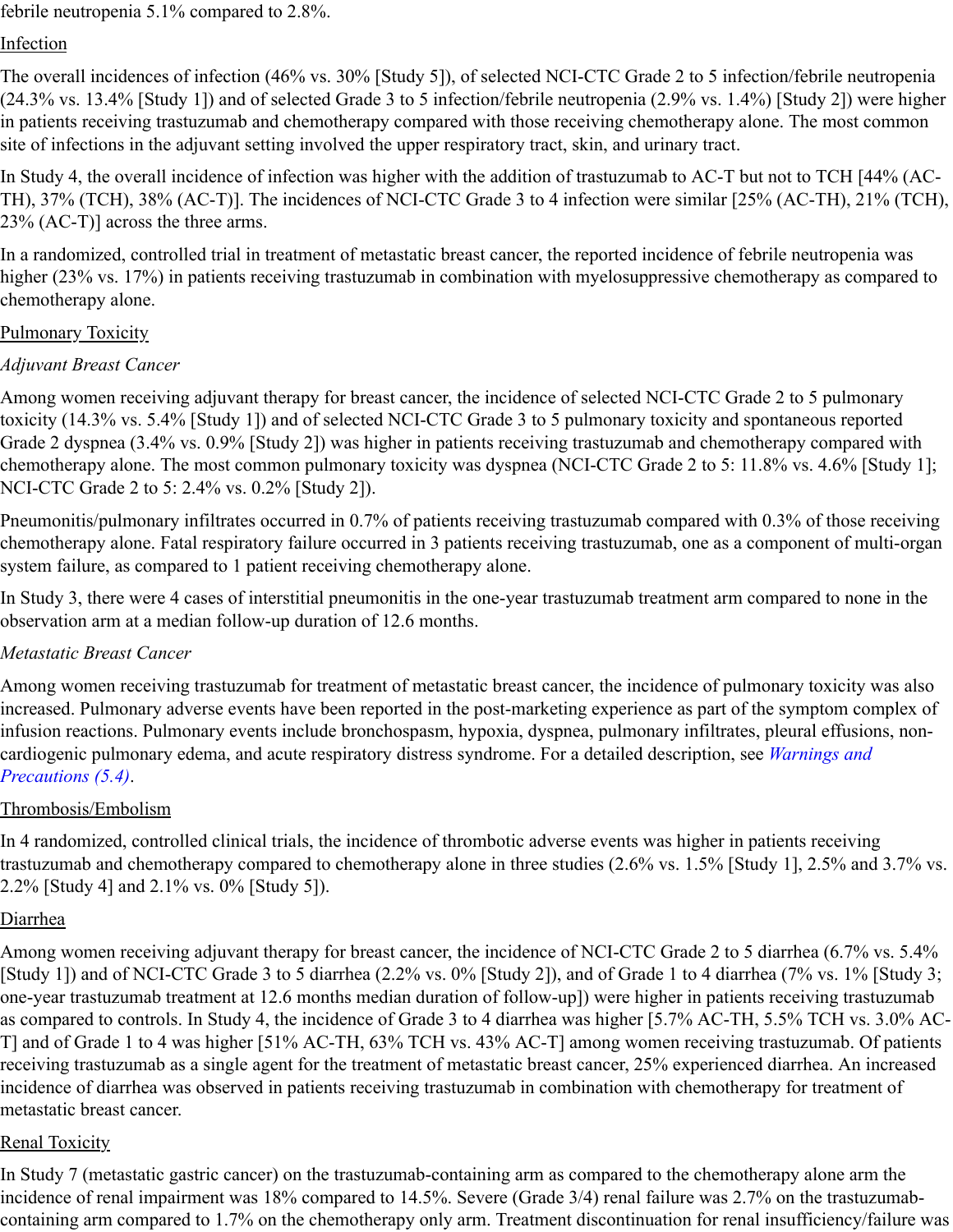febrile neutropenia 5.1% compared to 2.8%.

Infection

The overall incidences of infection (46% vs. 30% [Study 5]), of selected NCI-CTC Grade 2 to 5 infection/febrile neutropenia (24.3% vs. 13.4% [Study 1]) and of selected Grade 3 to 5 infection/febrile neutropenia (2.9% vs. 1.4%) [Study 2]) were higher in patients receiving trastuzumab and chemotherapy compared with those receiving chemotherapy alone. The most common site of infections in the adjuvant setting involved the upper respiratory tract, skin, and urinary tract.

In Study 4, the overall incidence of infection was higher with the addition of trastuzumab to AC-T but not to TCH [44% (AC-TH), 37% (TCH), 38% (AC-T)]. The incidences of NCI-CTC Grade 3 to 4 infection were similar [25% (AC-TH), 21% (TCH), 23% (AC-T)] across the three arms.

In a randomized, controlled trial in treatment of metastatic breast cancer, the reported incidence of febrile neutropenia was higher (23% vs. 17%) in patients receiving trastuzumab in combination with myelosuppressive chemotherapy as compared to chemotherapy alone.

Pulmonary Toxicity

*Adjuvant Breast Cancer*

Among women receiving adjuvant therapy for breast cancer, the incidence of selected NCI-CTC Grade 2 to 5 pulmonary toxicity (14.3% vs. 5.4% [Study 1]) and of selected NCI-CTC Grade 3 to 5 pulmonary toxicity and spontaneous reported Grade 2 dyspnea (3.4% vs. 0.9% [Study 2]) was higher in patients receiving trastuzumab and chemotherapy compared with chemotherapy alone. The most common pulmonary toxicity was dyspnea (NCI-CTC Grade 2 to 5: 11.8% vs. 4.6% [Study 1]; NCI-CTC Grade 2 to 5: 2.4% vs. 0.2% [Study 2]).

Pneumonitis/pulmonary infiltrates occurred in 0.7% of patients receiving trastuzumab compared with 0.3% of those receiving chemotherapy alone. Fatal respiratory failure occurred in 3 patients receiving trastuzumab, one as a component of multi-organ system failure, as compared to 1 patient receiving chemotherapy alone.

In Study 3, there were 4 cases of interstitial pneumonitis in the one-year trastuzumab treatment arm compared to none in the observation arm at a median follow-up duration of 12.6 months.

*Metastatic Breast Cancer*

Among women receiving trastuzumab for treatment of metastatic breast cancer, the incidence of pulmonary toxicity was also increased. Pulmonary adverse events have been reported in the post-marketing experience as part of the symptom complex of infusion reactions. Pulmonary events include bronchospasm, hypoxia, dyspnea, pulmonary infiltrates, pleural effusions, non-cardiogenic pulmonary edema, and acute respiratory distress syndrome. For a detailed description, see *Warnings and Precautions (5.4)*.

Thrombosis/Embolism

In 4 randomized, controlled clinical trials, the incidence of thrombotic adverse events was higher in patients receiving trastuzumab and chemotherapy compared to chemotherapy alone in three studies (2.6% vs. 1.5% [Study 1], 2.5% and 3.7% vs. 2.2% [Study 4] and 2.1% vs. 0% [Study 5]).

Diarrhea

Among women receiving adjuvant therapy for breast cancer, the incidence of NCI-CTC Grade 2 to 5 diarrhea (6.7% vs. 5.4% [Study 1]) and of NCI-CTC Grade 3 to 5 diarrhea (2.2% vs. 0% [Study 2]), and of Grade 1 to 4 diarrhea (7% vs. 1% [Study 3; one-year trastuzumab treatment at 12.6 months median duration of follow-up]) were higher in patients receiving trastuzumab as compared to controls. In Study 4, the incidence of Grade 3 to 4 diarrhea was higher [5.7% AC-TH, 5.5% TCH vs. 3.0% AC-T] and of Grade 1 to 4 was higher [51% AC-TH, 63% TCH vs. 43% AC-T] among women receiving trastuzumab. Of patients receiving trastuzumab as a single agent for the treatment of metastatic breast cancer, 25% experienced diarrhea. An increased incidence of diarrhea was observed in patients receiving trastuzumab in combination with chemotherapy for treatment of metastatic breast cancer.

Renal Toxicity

In Study 7 (metastatic gastric cancer) on the trastuzumab-containing arm as compared to the chemotherapy alone arm the incidence of renal impairment was 18% compared to 14.5%. Severe (Grade 3/4) renal failure was 2.7% on the trastuzumab-containing arm compared to 1.7% on the chemotherapy only arm. Treatment discontinuation for renal insufficiency/failure was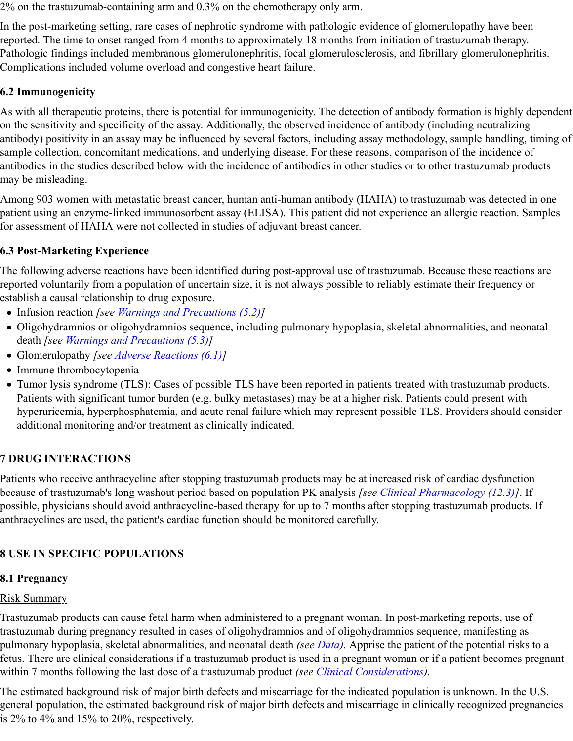2% on the trastuzumab-containing arm and 0.3% on the chemotherapy only arm.

In the post-marketing setting, rare cases of nephrotic syndrome with pathologic evidence of glomerulopathy have been reported. The time to onset ranged from 4 months to approximately 18 months from initiation of trastuzumab therapy. Pathologic findings included membranous glomerulonephritis, focal glomerulosclerosis, and fibrillary glomerulonephritis. Complications included volume overload and congestive heart failure.

### 6.2 Immunogenicity

As with all therapeutic proteins, there is potential for immunogenicity. The detection of antibody formation is highly dependent on the sensitivity and specificity of the assay. Additionally, the observed incidence of antibody (including neutralizing antibody) positivity in an assay may be influenced by several factors, including assay methodology, sample handling, timing of sample collection, concomitant medications, and underlying disease. For these reasons, comparison of the incidence of antibodies in the studies described below with the incidence of antibodies in other studies or to other trastuzumab products may be misleading.

Among 903 women with metastatic breast cancer, human anti-human antibody (HAHA) to trastuzumab was detected in one patient using an enzyme-linked immunosorbent assay (ELISA). This patient did not experience an allergic reaction. Samples for assessment of HAHA were not collected in studies of adjuvant breast cancer.

### 6.3 Post-Marketing Experience

The following adverse reactions have been identified during post-approval use of trastuzumab. Because these reactions are reported voluntarily from a population of uncertain size, it is not always possible to reliably estimate their frequency or establish a causal relationship to drug exposure.

- Infusion reaction *[see Warnings and Precautions (5.2)]*
- Oligohydramnios or oligohydramnios sequence, including pulmonary hypoplasia, skeletal abnormalities, and neonatal death *[see Warnings and Precautions (5.3)]*
- Glomerulopathy *[see Adverse Reactions (6.1)]*
- Immune thrombocytopenia
- Tumor lysis syndrome (TLS): Cases of possible TLS have been reported in patients treated with trastuzumab products. Patients with significant tumor burden (e.g. bulky metastases) may be at a higher risk. Patients could present with hyperuricemia, hyperphosphatemia, and acute renal failure which may represent possible TLS. Providers should consider additional monitoring and/or treatment as clinically indicated.

## 7 DRUG INTERACTIONS

Patients who receive anthracycline after stopping trastuzumab products may be at increased risk of cardiac dysfunction because of trastuzumab's long washout period based on population PK analysis *[see Clinical Pharmacology (12.3)]*. If possible, physicians should avoid anthracycline-based therapy for up to 7 months after stopping trastuzumab products. If anthracyclines are used, the patient's cardiac function should be monitored carefully.

## 8 USE IN SPECIFIC POPULATIONS

### 8.1 Pregnancy

Risk Summary

Trastuzumab products can cause fetal harm when administered to a pregnant woman. In post-marketing reports, use of trastuzumab during pregnancy resulted in cases of oligohydramnios and of oligohydramnios sequence, manifesting as pulmonary hypoplasia, skeletal abnormalities, and neonatal death *(see Data)*. Apprise the patient of the potential risks to a fetus. There are clinical considerations if a trastuzumab product is used in a pregnant woman or if a patient becomes pregnant within 7 months following the last dose of a trastuzumab product *(see Clinical Considerations)*.

The estimated background risk of major birth defects and miscarriage for the indicated population is unknown. In the U.S. general population, the estimated background risk of major birth defects and miscarriage in clinically recognized pregnancies is 2% to 4% and 15% to 20%, respectively.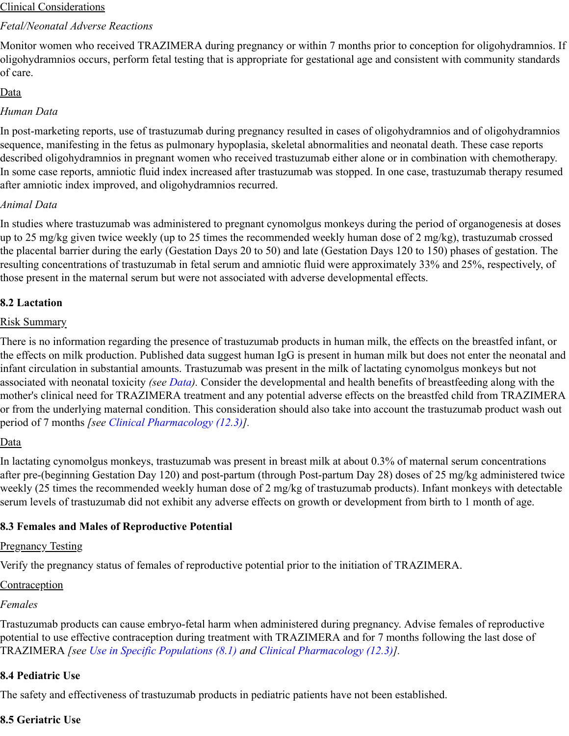Clinical Considerations

*Fetal/Neonatal Adverse Reactions*

Monitor women who received TRAZIMERA during pregnancy or within 7 months prior to conception for oligohydramnios. If oligohydramnios occurs, perform fetal testing that is appropriate for gestational age and consistent with community standards of care.

Data

*Human Data*

In post-marketing reports, use of trastuzumab during pregnancy resulted in cases of oligohydramnios and of oligohydramnios sequence, manifesting in the fetus as pulmonary hypoplasia, skeletal abnormalities and neonatal death. These case reports described oligohydramnios in pregnant women who received trastuzumab either alone or in combination with chemotherapy. In some case reports, amniotic fluid index increased after trastuzumab was stopped. In one case, trastuzumab therapy resumed after amniotic index improved, and oligohydramnios recurred.

*Animal Data*

In studies where trastuzumab was administered to pregnant cynomolgus monkeys during the period of organogenesis at doses up to 25 mg/kg given twice weekly (up to 25 times the recommended weekly human dose of 2 mg/kg), trastuzumab crossed the placental barrier during the early (Gestation Days 20 to 50) and late (Gestation Days 120 to 150) phases of gestation. The resulting concentrations of trastuzumab in fetal serum and amniotic fluid were approximately 33% and 25%, respectively, of those present in the maternal serum but were not associated with adverse developmental effects.

### 8.2 Lactation

Risk Summary

There is no information regarding the presence of trastuzumab products in human milk, the effects on the breastfed infant, or the effects on milk production. Published data suggest human IgG is present in human milk but does not enter the neonatal and infant circulation in substantial amounts. Trastuzumab was present in the milk of lactating cynomolgus monkeys but not associated with neonatal toxicity *(see Data)*. Consider the developmental and health benefits of breastfeeding along with the mother's clinical need for TRAZIMERA treatment and any potential adverse effects on the breastfed child from TRAZIMERA or from the underlying maternal condition. This consideration should also take into account the trastuzumab product wash out period of 7 months *[see Clinical Pharmacology (12.3)]*.

Data

In lactating cynomolgus monkeys, trastuzumab was present in breast milk at about 0.3% of maternal serum concentrations after pre-(beginning Gestation Day 120) and post-partum (through Post-partum Day 28) doses of 25 mg/kg administered twice weekly (25 times the recommended weekly human dose of 2 mg/kg of trastuzumab products). Infant monkeys with detectable serum levels of trastuzumab did not exhibit any adverse effects on growth or development from birth to 1 month of age.

### 8.3 Females and Males of Reproductive Potential

Pregnancy Testing

Verify the pregnancy status of females of reproductive potential prior to the initiation of TRAZIMERA.

Contraception

*Females*

Trastuzumab products can cause embryo-fetal harm when administered during pregnancy. Advise females of reproductive potential to use effective contraception during treatment with TRAZIMERA and for 7 months following the last dose of TRAZIMERA *[see Use in Specific Populations (8.1) and Clinical Pharmacology (12.3)]*.

### 8.4 Pediatric Use

The safety and effectiveness of trastuzumab products in pediatric patients have not been established.

### 8.5 Geriatric Use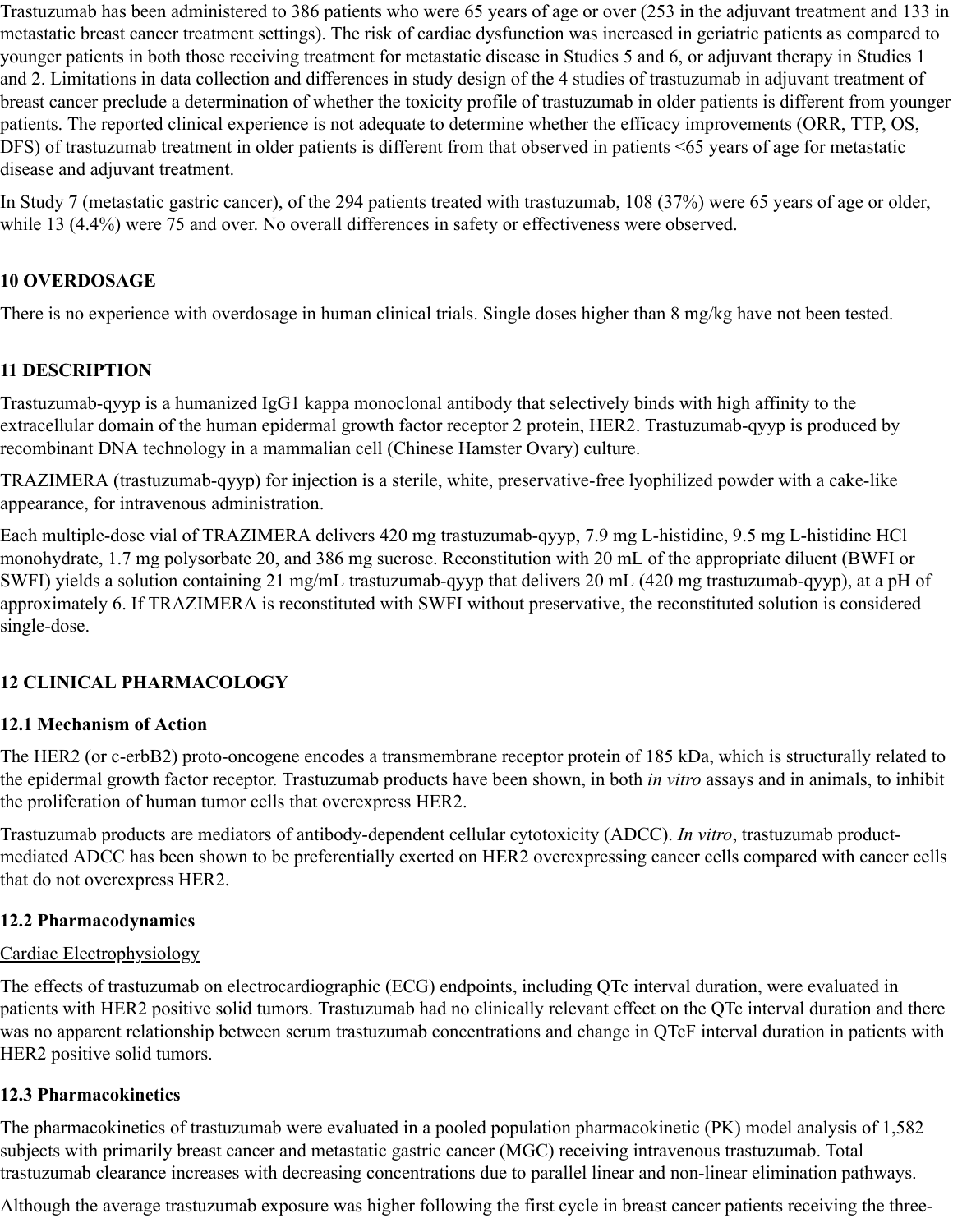Trastuzumab has been administered to 386 patients who were 65 years of age or over (253 in the adjuvant treatment and 133 in metastatic breast cancer treatment settings). The risk of cardiac dysfunction was increased in geriatric patients as compared to younger patients in both those receiving treatment for metastatic disease in Studies 5 and 6, or adjuvant therapy in Studies 1 and 2. Limitations in data collection and differences in study design of the 4 studies of trastuzumab in adjuvant treatment of breast cancer preclude a determination of whether the toxicity profile of trastuzumab in older patients is different from younger patients. The reported clinical experience is not adequate to determine whether the efficacy improvements (ORR, TTP, OS, DFS) of trastuzumab treatment in older patients is different from that observed in patients <65 years of age for metastatic disease and adjuvant treatment.

In Study 7 (metastatic gastric cancer), of the 294 patients treated with trastuzumab, 108 (37%) were 65 years of age or older, while 13 (4.4%) were 75 and over. No overall differences in safety or effectiveness were observed.

## 10 OVERDOSAGE

There is no experience with overdosage in human clinical trials. Single doses higher than 8 mg/kg have not been tested.

## 11 DESCRIPTION

Trastuzumab-qyyp is a humanized IgG1 kappa monoclonal antibody that selectively binds with high affinity to the extracellular domain of the human epidermal growth factor receptor 2 protein, HER2. Trastuzumab-qyyp is produced by recombinant DNA technology in a mammalian cell (Chinese Hamster Ovary) culture.

TRAZIMERA (trastuzumab-qyyp) for injection is a sterile, white, preservative-free lyophilized powder with a cake-like appearance, for intravenous administration.

Each multiple-dose vial of TRAZIMERA delivers 420 mg trastuzumab-qyyp, 7.9 mg L-histidine, 9.5 mg L-histidine HCl monohydrate, 1.7 mg polysorbate 20, and 386 mg sucrose. Reconstitution with 20 mL of the appropriate diluent (BWFI or SWFI) yields a solution containing 21 mg/mL trastuzumab-qyyp that delivers 20 mL (420 mg trastuzumab-qyyp), at a pH of approximately 6. If TRAZIMERA is reconstituted with SWFI without preservative, the reconstituted solution is considered single-dose.

## 12 CLINICAL PHARMACOLOGY

### 12.1 Mechanism of Action

The HER2 (or c-erbB2) proto-oncogene encodes a transmembrane receptor protein of 185 kDa, which is structurally related to the epidermal growth factor receptor. Trastuzumab products have been shown, in both *in vitro* assays and in animals, to inhibit the proliferation of human tumor cells that overexpress HER2.

Trastuzumab products are mediators of antibody-dependent cellular cytotoxicity (ADCC). *In vitro*, trastuzumab product-mediated ADCC has been shown to be preferentially exerted on HER2 overexpressing cancer cells compared with cancer cells that do not overexpress HER2.

### 12.2 Pharmacodynamics

Cardiac Electrophysiology

The effects of trastuzumab on electrocardiographic (ECG) endpoints, including QTc interval duration, were evaluated in patients with HER2 positive solid tumors. Trastuzumab had no clinically relevant effect on the QTc interval duration and there was no apparent relationship between serum trastuzumab concentrations and change in QTcF interval duration in patients with HER2 positive solid tumors.

### 12.3 Pharmacokinetics

The pharmacokinetics of trastuzumab were evaluated in a pooled population pharmacokinetic (PK) model analysis of 1,582 subjects with primarily breast cancer and metastatic gastric cancer (MGC) receiving intravenous trastuzumab. Total trastuzumab clearance increases with decreasing concentrations due to parallel linear and non-linear elimination pathways.

Although the average trastuzumab exposure was higher following the first cycle in breast cancer patients receiving the three-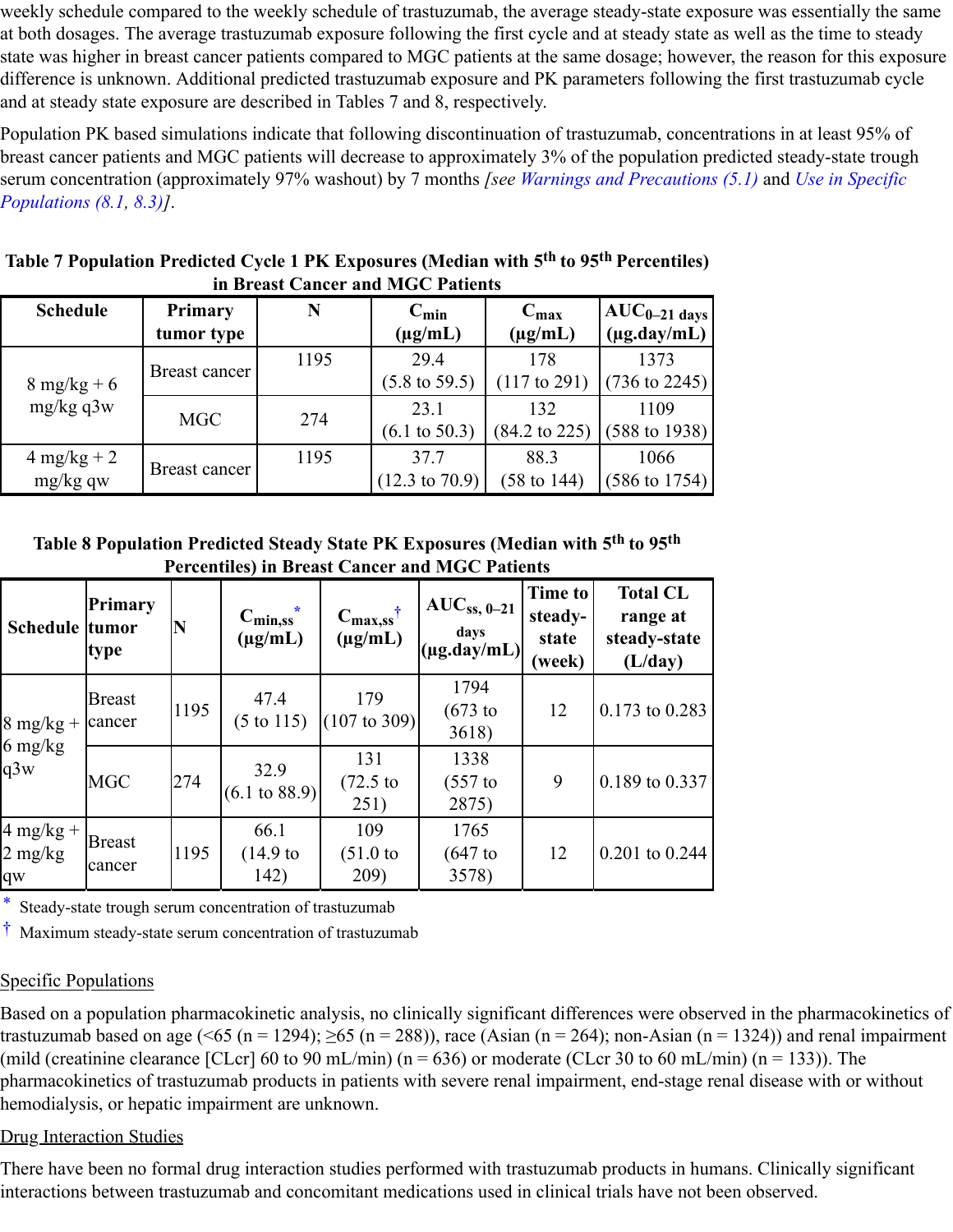weekly schedule compared to the weekly schedule of trastuzumab, the average steady-state exposure was essentially the same at both dosages. The average trastuzumab exposure following the first cycle and at steady state as well as the time to steady state was higher in breast cancer patients compared to MGC patients at the same dosage; however, the reason for this exposure difference is unknown. Additional predicted trastuzumab exposure and PK parameters following the first trastuzumab cycle and at steady state exposure are described in Tables 7 and 8, respectively.

Population PK based simulations indicate that following discontinuation of trastuzumab, concentrations in at least 95% of breast cancer patients and MGC patients will decrease to approximately 3% of the population predicted steady-state trough serum concentration (approximately 97% washout) by 7 months *[see Warnings and Precautions (5.1)* and *Use in Specific Populations (8.1, 8.3)]*.

**Table 7 Population Predicted Cycle 1 PK Exposures (Median with 5th to 95th Percentiles) in Breast Cancer and MGC Patients**

| Schedule | Primary tumor type | N | $C_{min}$ (μg/mL) | $C_{max}$ (μg/mL) | $AUC_{0–21\ days}$ (μg.day/mL) |
|---|---|---|---|---|---|
| 8 mg/kg + 6 mg/kg q3w | Breast cancer | 1195 | 29.4 (5.8 to 59.5) | 178 (117 to 291) | 1373 (736 to 2245) |
| | MGC | 274 | 23.1 (6.1 to 50.3) | 132 (84.2 to 225) | 1109 (588 to 1938) |
| 4 mg/kg + 2 mg/kg qw | Breast cancer | 1195 | 37.7 (12.3 to 70.9) | 88.3 (58 to 144) | 1066 (586 to 1754) |

**Table 8 Population Predicted Steady State PK Exposures (Median with 5th to 95th Percentiles) in Breast Cancer and MGC Patients**

| Schedule | Primary tumor type | N | $C_{min,ss}$* (μg/mL) | $C_{max,ss}$† (μg/mL) | $AUC_{ss,\ 0–21\ days}$ (μg.day/mL) | Time to steady-state (week) | Total CL range at steady-state (L/day) |
|---|---|---|---|---|---|---|---|
| 8 mg/kg + 6 mg/kg q3w | Breast cancer | 1195 | 47.4 (5 to 115) | 179 (107 to 309) | 1794 (673 to 3618) | 12 | 0.173 to 0.283 |
| | MGC | 274 | 32.9 (6.1 to 88.9) | 131 (72.5 to 251) | 1338 (557 to 2875) | 9 | 0.189 to 0.337 |
| 4 mg/kg + 2 mg/kg qw | Breast cancer | 1195 | 66.1 (14.9 to 142) | 109 (51.0 to 209) | 1765 (647 to 3578) | 12 | 0.201 to 0.244 |

\* Steady-state trough serum concentration of trastuzumab

† Maximum steady-state serum concentration of trastuzumab

Specific Populations

Based on a population pharmacokinetic analysis, no clinically significant differences were observed in the pharmacokinetics of trastuzumab based on age (<65 (n = 1294); ≥65 (n = 288)), race (Asian (n = 264); non-Asian (n = 1324)) and renal impairment (mild (creatinine clearance [CLcr] 60 to 90 mL/min) (n = 636) or moderate (CLcr 30 to 60 mL/min) (n = 133)). The pharmacokinetics of trastuzumab products in patients with severe renal impairment, end-stage renal disease with or without hemodialysis, or hepatic impairment are unknown.

Drug Interaction Studies

There have been no formal drug interaction studies performed with trastuzumab products in humans. Clinically significant interactions between trastuzumab and concomitant medications used in clinical trials have not been observed.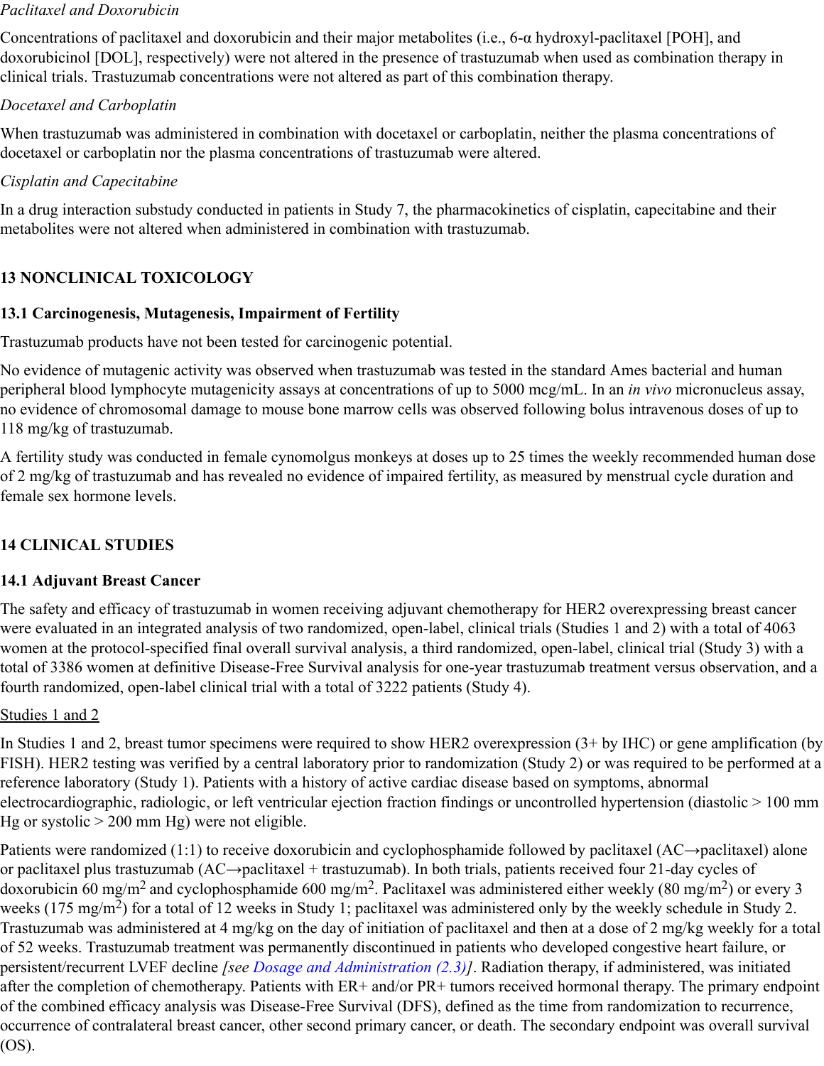*Paclitaxel and Doxorubicin*

Concentrations of paclitaxel and doxorubicin and their major metabolites (i.e., 6-α hydroxyl-paclitaxel [POH], and doxorubicinol [DOL], respectively) were not altered in the presence of trastuzumab when used as combination therapy in clinical trials. Trastuzumab concentrations were not altered as part of this combination therapy.

*Docetaxel and Carboplatin*

When trastuzumab was administered in combination with docetaxel or carboplatin, neither the plasma concentrations of docetaxel or carboplatin nor the plasma concentrations of trastuzumab were altered.

*Cisplatin and Capecitabine*

In a drug interaction substudy conducted in patients in Study 7, the pharmacokinetics of cisplatin, capecitabine and their metabolites were not altered when administered in combination with trastuzumab.

## 13 NONCLINICAL TOXICOLOGY

### 13.1 Carcinogenesis, Mutagenesis, Impairment of Fertility

Trastuzumab products have not been tested for carcinogenic potential.

No evidence of mutagenic activity was observed when trastuzumab was tested in the standard Ames bacterial and human peripheral blood lymphocyte mutagenicity assays at concentrations of up to 5000 mcg/mL. In an *in vivo* micronucleus assay, no evidence of chromosomal damage to mouse bone marrow cells was observed following bolus intravenous doses of up to 118 mg/kg of trastuzumab.

A fertility study was conducted in female cynomolgus monkeys at doses up to 25 times the weekly recommended human dose of 2 mg/kg of trastuzumab and has revealed no evidence of impaired fertility, as measured by menstrual cycle duration and female sex hormone levels.

## 14 CLINICAL STUDIES

### 14.1 Adjuvant Breast Cancer

The safety and efficacy of trastuzumab in women receiving adjuvant chemotherapy for HER2 overexpressing breast cancer were evaluated in an integrated analysis of two randomized, open-label, clinical trials (Studies 1 and 2) with a total of 4063 women at the protocol-specified final overall survival analysis, a third randomized, open-label, clinical trial (Study 3) with a total of 3386 women at definitive Disease-Free Survival analysis for one-year trastuzumab treatment versus observation, and a fourth randomized, open-label clinical trial with a total of 3222 patients (Study 4).

Studies 1 and 2

In Studies 1 and 2, breast tumor specimens were required to show HER2 overexpression (3+ by IHC) or gene amplification (by FISH). HER2 testing was verified by a central laboratory prior to randomization (Study 2) or was required to be performed at a reference laboratory (Study 1). Patients with a history of active cardiac disease based on symptoms, abnormal electrocardiographic, radiologic, or left ventricular ejection fraction findings or uncontrolled hypertension (diastolic > 100 mm Hg or systolic > 200 mm Hg) were not eligible.

Patients were randomized (1:1) to receive doxorubicin and cyclophosphamide followed by paclitaxel (AC→paclitaxel) alone or paclitaxel plus trastuzumab (AC→paclitaxel + trastuzumab). In both trials, patients received four 21-day cycles of doxorubicin 60 mg/m$^2$ and cyclophosphamide 600 mg/m$^2$. Paclitaxel was administered either weekly (80 mg/m$^2$) or every 3 weeks (175 mg/m$^2$) for a total of 12 weeks in Study 1; paclitaxel was administered only by the weekly schedule in Study 2. Trastuzumab was administered at 4 mg/kg on the day of initiation of paclitaxel and then at a dose of 2 mg/kg weekly for a total of 52 weeks. Trastuzumab treatment was permanently discontinued in patients who developed congestive heart failure, or persistent/recurrent LVEF decline *[see Dosage and Administration (2.3)]*. Radiation therapy, if administered, was initiated after the completion of chemotherapy. Patients with ER+ and/or PR+ tumors received hormonal therapy. The primary endpoint of the combined efficacy analysis was Disease-Free Survival (DFS), defined as the time from randomization to recurrence, occurrence of contralateral breast cancer, other second primary cancer, or death. The secondary endpoint was overall survival (OS).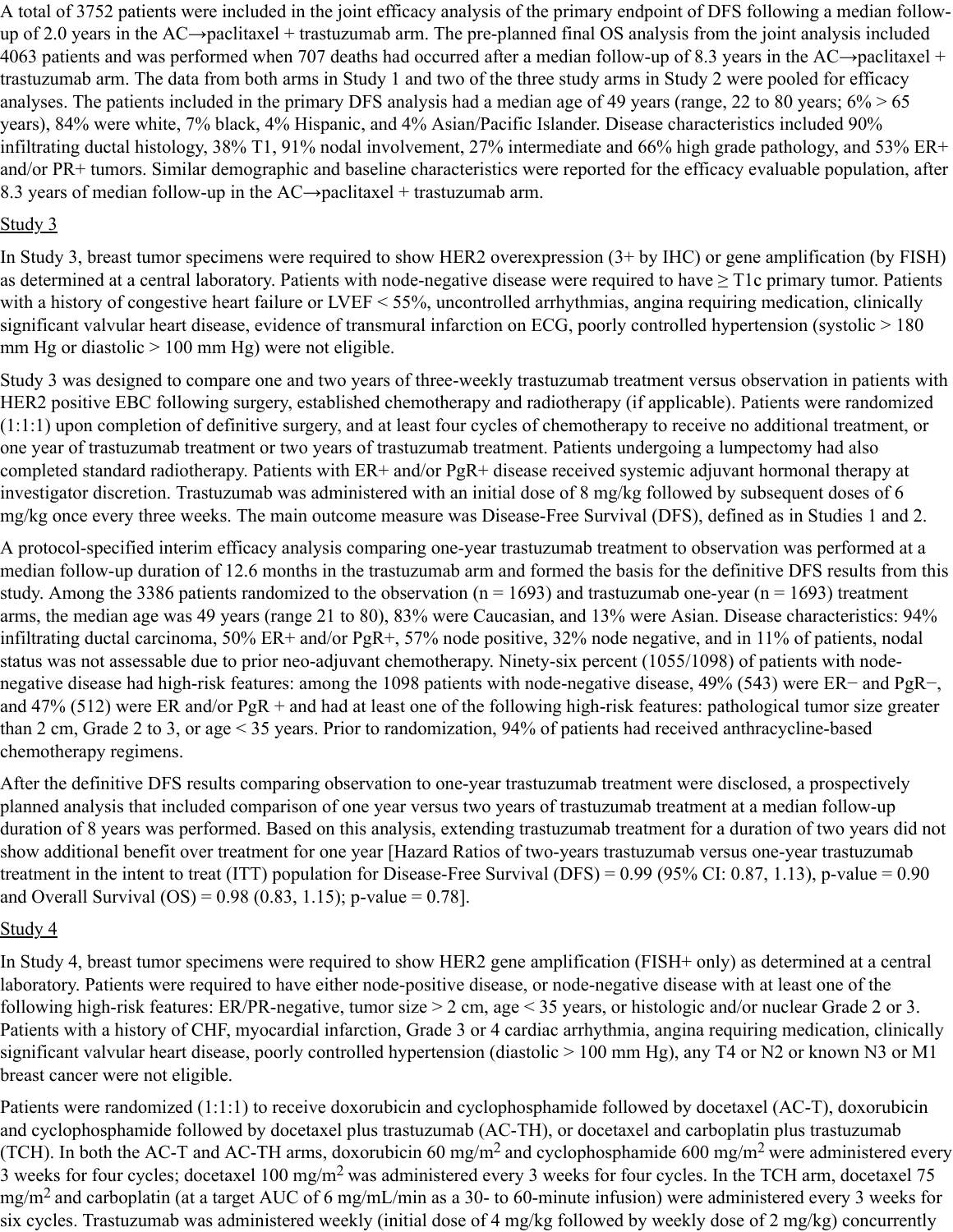A total of 3752 patients were included in the joint efficacy analysis of the primary endpoint of DFS following a median follow-up of 2.0 years in the AC→paclitaxel + trastuzumab arm. The pre-planned final OS analysis from the joint analysis included 4063 patients and was performed when 707 deaths had occurred after a median follow-up of 8.3 years in the AC→paclitaxel + trastuzumab arm. The data from both arms in Study 1 and two of the three study arms in Study 2 were pooled for efficacy analyses. The patients included in the primary DFS analysis had a median age of 49 years (range, 22 to 80 years; 6% > 65 years), 84% were white, 7% black, 4% Hispanic, and 4% Asian/Pacific Islander. Disease characteristics included 90% infiltrating ductal histology, 38% T1, 91% nodal involvement, 27% intermediate and 66% high grade pathology, and 53% ER+ and/or PR+ tumors. Similar demographic and baseline characteristics were reported for the efficacy evaluable population, after 8.3 years of median follow-up in the AC→paclitaxel + trastuzumab arm.

Study 3

In Study 3, breast tumor specimens were required to show HER2 overexpression (3+ by IHC) or gene amplification (by FISH) as determined at a central laboratory. Patients with node-negative disease were required to have ≥ T1c primary tumor. Patients with a history of congestive heart failure or LVEF < 55%, uncontrolled arrhythmias, angina requiring medication, clinically significant valvular heart disease, evidence of transmural infarction on ECG, poorly controlled hypertension (systolic > 180 mm Hg or diastolic > 100 mm Hg) were not eligible.

Study 3 was designed to compare one and two years of three-weekly trastuzumab treatment versus observation in patients with HER2 positive EBC following surgery, established chemotherapy and radiotherapy (if applicable). Patients were randomized (1:1:1) upon completion of definitive surgery, and at least four cycles of chemotherapy to receive no additional treatment, or one year of trastuzumab treatment or two years of trastuzumab treatment. Patients undergoing a lumpectomy had also completed standard radiotherapy. Patients with ER+ and/or PgR+ disease received systemic adjuvant hormonal therapy at investigator discretion. Trastuzumab was administered with an initial dose of 8 mg/kg followed by subsequent doses of 6 mg/kg once every three weeks. The main outcome measure was Disease-Free Survival (DFS), defined as in Studies 1 and 2.

A protocol-specified interim efficacy analysis comparing one-year trastuzumab treatment to observation was performed at a median follow-up duration of 12.6 months in the trastuzumab arm and formed the basis for the definitive DFS results from this study. Among the 3386 patients randomized to the observation (n = 1693) and trastuzumab one-year (n = 1693) treatment arms, the median age was 49 years (range 21 to 80), 83% were Caucasian, and 13% were Asian. Disease characteristics: 94% infiltrating ductal carcinoma, 50% ER+ and/or PgR+, 57% node positive, 32% node negative, and in 11% of patients, nodal status was not assessable due to prior neo-adjuvant chemotherapy. Ninety-six percent (1055/1098) of patients with node-negative disease had high-risk features: among the 1098 patients with node-negative disease, 49% (543) were ER− and PgR−, and 47% (512) were ER and/or PgR + and had at least one of the following high-risk features: pathological tumor size greater than 2 cm, Grade 2 to 3, or age < 35 years. Prior to randomization, 94% of patients had received anthracycline-based chemotherapy regimens.

After the definitive DFS results comparing observation to one-year trastuzumab treatment were disclosed, a prospectively planned analysis that included comparison of one year versus two years of trastuzumab treatment at a median follow-up duration of 8 years was performed. Based on this analysis, extending trastuzumab treatment for a duration of two years did not show additional benefit over treatment for one year [Hazard Ratios of two-years trastuzumab versus one-year trastuzumab treatment in the intent to treat (ITT) population for Disease-Free Survival (DFS) = 0.99 (95% CI: 0.87, 1.13), p-value = 0.90 and Overall Survival (OS) = 0.98 (0.83, 1.15); p-value = 0.78].

Study 4

In Study 4, breast tumor specimens were required to show HER2 gene amplification (FISH+ only) as determined at a central laboratory. Patients were required to have either node-positive disease, or node-negative disease with at least one of the following high-risk features: ER/PR-negative, tumor size > 2 cm, age < 35 years, or histologic and/or nuclear Grade 2 or 3. Patients with a history of CHF, myocardial infarction, Grade 3 or 4 cardiac arrhythmia, angina requiring medication, clinically significant valvular heart disease, poorly controlled hypertension (diastolic > 100 mm Hg), any T4 or N2 or known N3 or M1 breast cancer were not eligible.

Patients were randomized (1:1:1) to receive doxorubicin and cyclophosphamide followed by docetaxel (AC-T), doxorubicin and cyclophosphamide followed by docetaxel plus trastuzumab (AC-TH), or docetaxel and carboplatin plus trastuzumab (TCH). In both the AC-T and AC-TH arms, doxorubicin 60 mg/m$^2$ and cyclophosphamide 600 mg/m$^2$ were administered every 3 weeks for four cycles; docetaxel 100 mg/m$^2$ was administered every 3 weeks for four cycles. In the TCH arm, docetaxel 75 mg/m$^2$ and carboplatin (at a target AUC of 6 mg/mL/min as a 30- to 60-minute infusion) were administered every 3 weeks for six cycles. Trastuzumab was administered weekly (initial dose of 4 mg/kg followed by weekly dose of 2 mg/kg) concurrently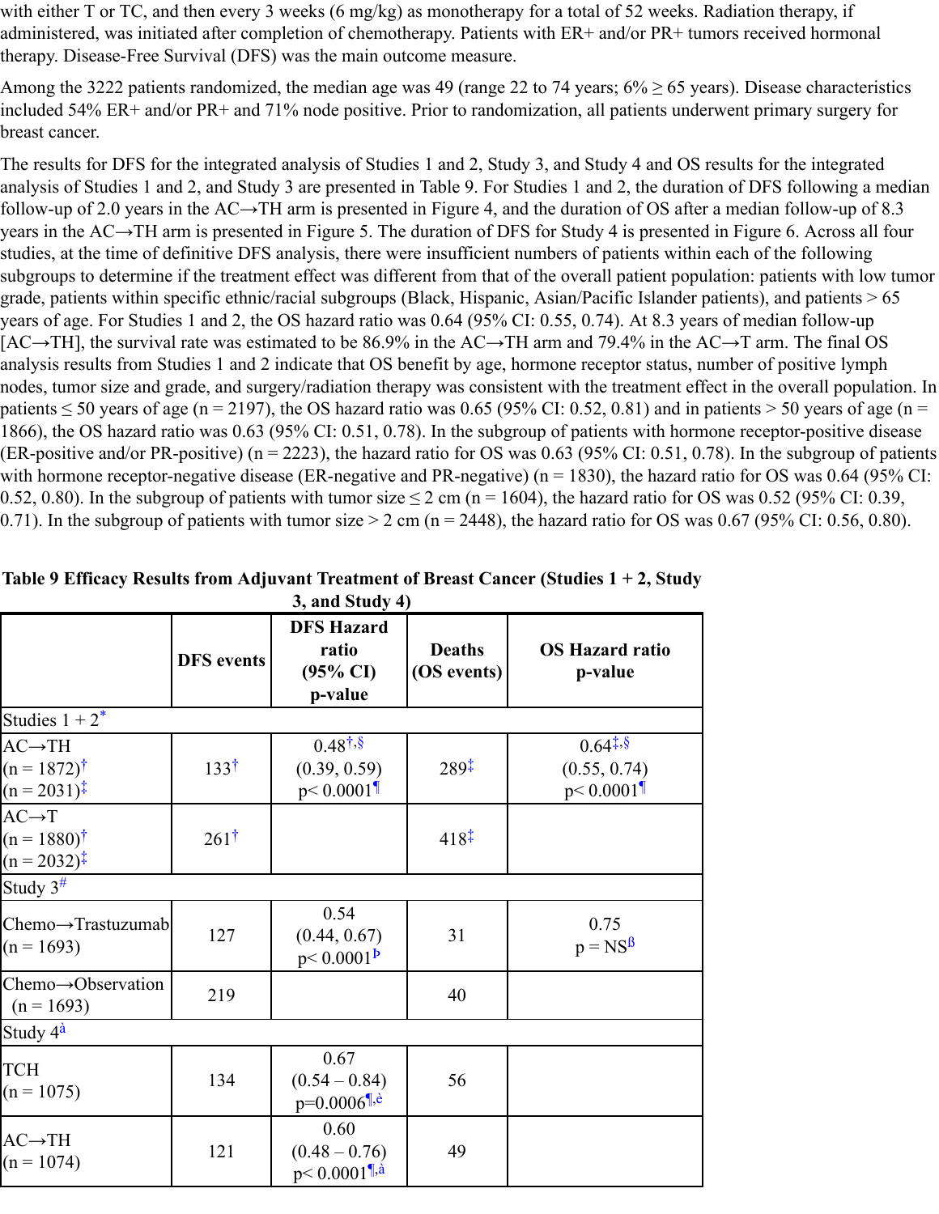with either T or TC, and then every 3 weeks (6 mg/kg) as monotherapy for a total of 52 weeks. Radiation therapy, if administered, was initiated after completion of chemotherapy. Patients with ER+ and/or PR+ tumors received hormonal therapy. Disease-Free Survival (DFS) was the main outcome measure.

Among the 3222 patients randomized, the median age was 49 (range 22 to 74 years; 6% ≥ 65 years). Disease characteristics included 54% ER+ and/or PR+ and 71% node positive. Prior to randomization, all patients underwent primary surgery for breast cancer.

The results for DFS for the integrated analysis of Studies 1 and 2, Study 3, and Study 4 and OS results for the integrated analysis of Studies 1 and 2, and Study 3 are presented in Table 9. For Studies 1 and 2, the duration of DFS following a median follow-up of 2.0 years in the AC→TH arm is presented in Figure 4, and the duration of OS after a median follow-up of 8.3 years in the AC→TH arm is presented in Figure 5. The duration of DFS for Study 4 is presented in Figure 6. Across all four studies, at the time of definitive DFS analysis, there were insufficient numbers of patients within each of the following subgroups to determine if the treatment effect was different from that of the overall patient population: patients with low tumor grade, patients within specific ethnic/racial subgroups (Black, Hispanic, Asian/Pacific Islander patients), and patients > 65 years of age. For Studies 1 and 2, the OS hazard ratio was 0.64 (95% CI: 0.55, 0.74). At 8.3 years of median follow-up [AC→TH], the survival rate was estimated to be 86.9% in the AC→TH arm and 79.4% in the AC→T arm. The final OS analysis results from Studies 1 and 2 indicate that OS benefit by age, hormone receptor status, number of positive lymph nodes, tumor size and grade, and surgery/radiation therapy was consistent with the treatment effect in the overall population. In patients ≤ 50 years of age (n = 2197), the OS hazard ratio was 0.65 (95% CI: 0.52, 0.81) and in patients > 50 years of age (n = 1866), the OS hazard ratio was 0.63 (95% CI: 0.51, 0.78). In the subgroup of patients with hormone receptor-positive disease (ER-positive and/or PR-positive) (n = 2223), the hazard ratio for OS was 0.63 (95% CI: 0.51, 0.78). In the subgroup of patients with hormone receptor-negative disease (ER-negative and PR-negative) (n = 1830), the hazard ratio for OS was 0.64 (95% CI: 0.52, 0.80). In the subgroup of patients with tumor size ≤ 2 cm (n = 1604), the hazard ratio for OS was 0.52 (95% CI: 0.39, 0.71). In the subgroup of patients with tumor size > 2 cm (n = 2448), the hazard ratio for OS was 0.67 (95% CI: 0.56, 0.80).

**Table 9 Efficacy Results from Adjuvant Treatment of Breast Cancer (Studies 1 + 2, Study 3, and Study 4)**

| | DFS events | DFS Hazard ratio (95% CI) p-value | Deaths (OS events) | OS Hazard ratio p-value |
|---|---|---|---|---|
| Studies 1 + 2[*] | | | | |
| AC→TH (n = 1872)[†] (n = 2031)[‡] | 133[†] | 0.48[†,§] (0.39, 0.59) p< 0.0001[¶] | 289[‡] | 0.64[‡,§] (0.55, 0.74) p< 0.0001[¶] |
| AC→T (n = 1880)[†] (n = 2032)[‡] | 261[†] | | 418[‡] | |
| Study 3[#] | | | | |
| Chemo→Trastuzumab (n = 1693) | 127 | 0.54 (0.44, 0.67) p< 0.0001[Þ] | 31 | 0.75 p = NS[ß] |
| Chemo→Observation (n = 1693) | 219 | | 40 | |
| Study 4[à] | | | | |
| TCH (n = 1075) | 134 | 0.67 (0.54 – 0.84) p=0.0006[¶,è] | 56 | |
| AC→TH (n = 1074) | 121 | 0.60 (0.48 – 0.76) p< 0.0001[¶,à] | 49 | |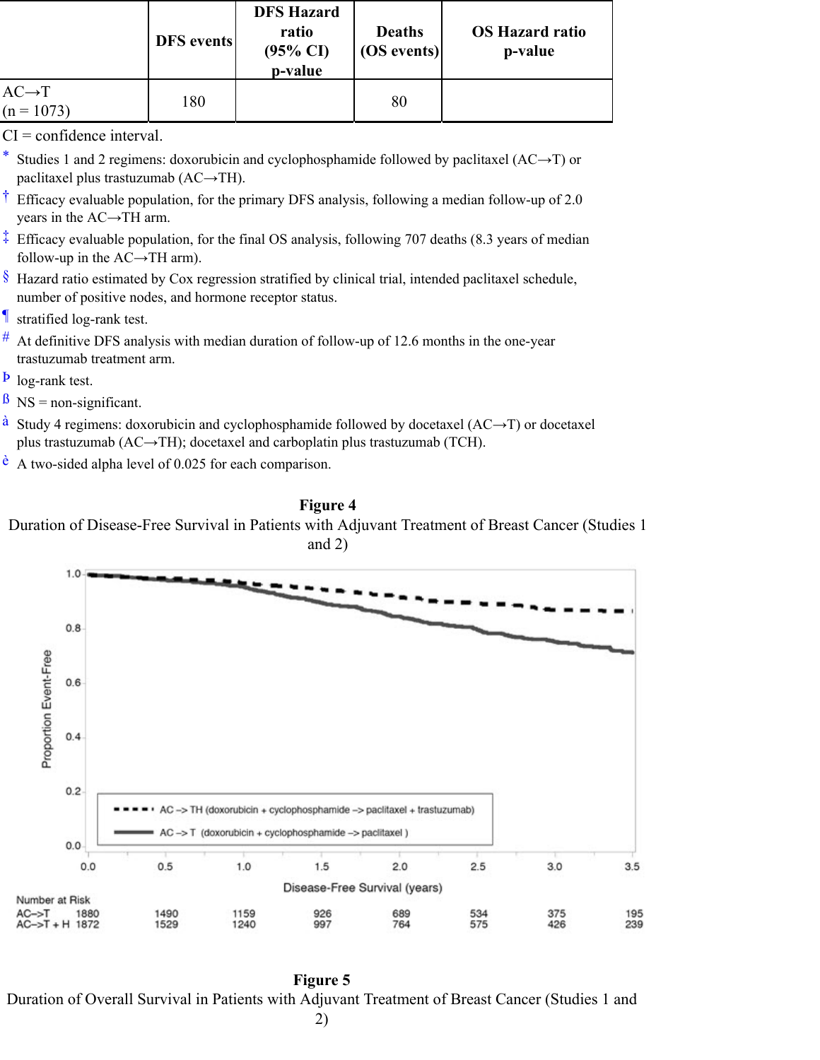| | DFS events | DFS Hazard ratio (95% CI) p-value | Deaths (OS events) | OS Hazard ratio p-value |
|---|---|---|---|---|
| AC→T (n = 1073) | 180 | | 80 | |

CI = confidence interval.

\* Studies 1 and 2 regimens: doxorubicin and cyclophosphamide followed by paclitaxel (AC→T) or paclitaxel plus trastuzumab (AC→TH).

† Efficacy evaluable population, for the primary DFS analysis, following a median follow-up of 2.0 years in the AC→TH arm.

‡ Efficacy evaluable population, for the final OS analysis, following 707 deaths (8.3 years of median follow-up in the AC→TH arm).

§ Hazard ratio estimated by Cox regression stratified by clinical trial, intended paclitaxel schedule, number of positive nodes, and hormone receptor status.

¶ stratified log-rank test.

\# At definitive DFS analysis with median duration of follow-up of 12.6 months in the one-year trastuzumab treatment arm.

Þ log-rank test.

ß NS = non-significant.

à Study 4 regimens: doxorubicin and cyclophosphamide followed by docetaxel (AC→T) or docetaxel plus trastuzumab (AC→TH); docetaxel and carboplatin plus trastuzumab (TCH).

è A two-sided alpha level of 0.025 for each comparison.

**Figure 4**

Duration of Disease-Free Survival in Patients with Adjuvant Treatment of Breast Cancer (Studies 1 and 2)

Proportion Event-Free

1.0
0.8
0.6
0.4
0.2
0.0

AC -> TH (doxorubicin + cyclophosphamide -> paclitaxel + trastuzumab)

AC -> T (doxorubicin + cyclophosphamide -> paclitaxel )

0.0 0.5 1.0 1.5 2.0 2.5 3.0 3.5

Disease-Free Survival (years)

Number at Risk

AC->T 1880 1490 1159 926 689 534 375 195

AC->T + H 1872 1529 1240 997 764 575 426 239

**Figure 5**

Duration of Overall Survival in Patients with Adjuvant Treatment of Breast Cancer (Studies 1 and 2)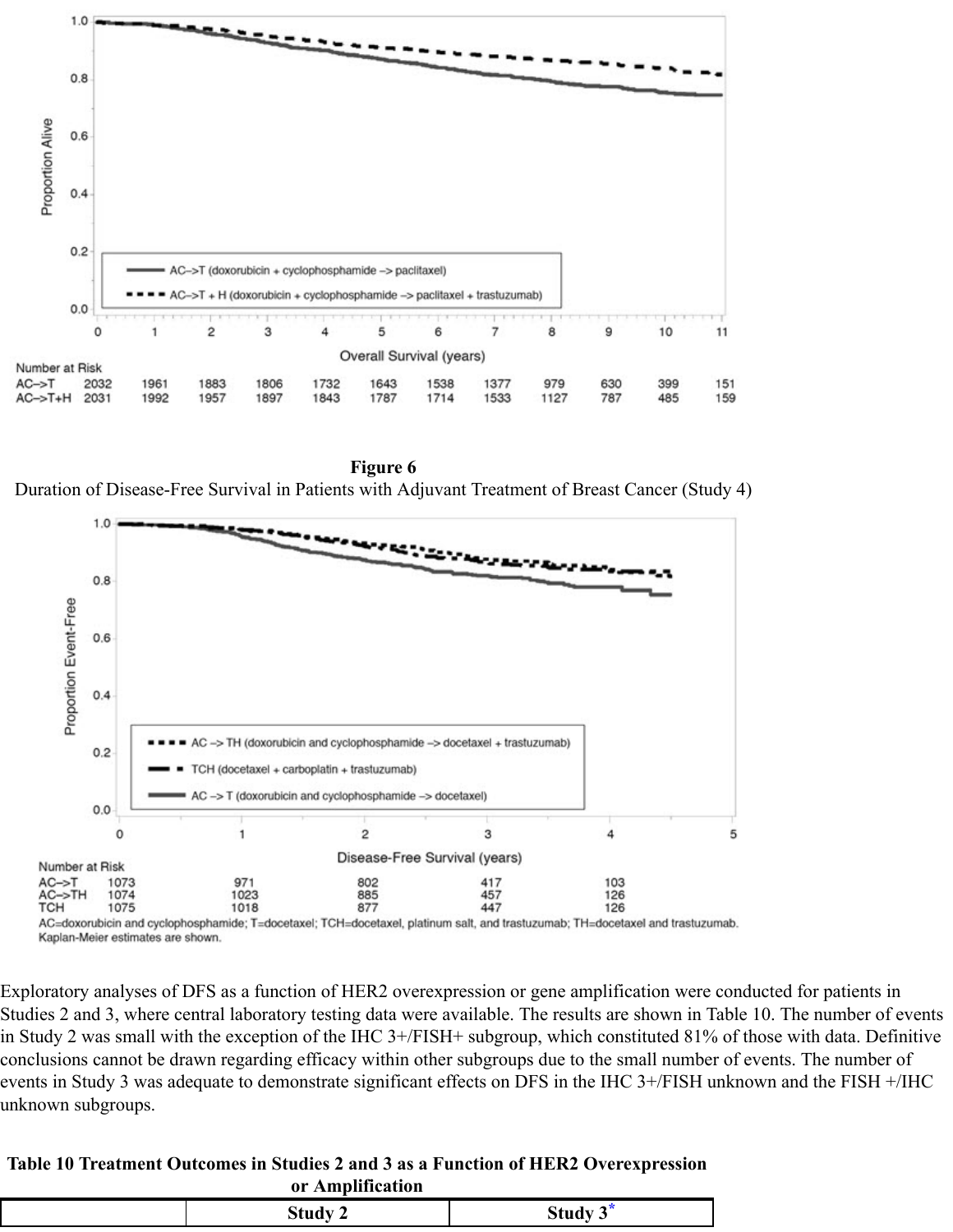1.0
0.8
0.6
0.4
0.2
0.0

Proportion Alive

AC–>T (doxorubicin + cyclophosphamide –> paclitaxel)
AC–>T + H (doxorubicin + cyclophosphamide –> paclitaxel + trastuzumab)

0 1 2 3 4 5 6 7 8 9 10 11

Overall Survival (years)

Number at Risk
AC–>T 2032 1961 1883 1806 1732 1643 1538 1377 979 630 399 151
AC–>T+H 2031 1992 1957 1897 1843 1787 1714 1533 1127 787 485 159

**Figure 6**
Duration of Disease-Free Survival in Patients with Adjuvant Treatment of Breast Cancer (Study 4)

1.0
0.8
0.6
0.4
0.2
0.0

Proportion Event-Free

AC –> TH (doxorubicin and cyclophosphamide –> docetaxel + trastuzumab)
TCH (docetaxel + carboplatin + trastuzumab)
AC –> T (doxorubicin and cyclophosphamide –> docetaxel)

0 1 2 3 4 5

Disease-Free Survival (years)

Number at Risk
AC–>T 1073 971 802 417 103
AC–>TH 1074 1023 885 457 126
TCH 1075 1018 877 447 126

AC=doxorubicin and cyclophosphamide; T=docetaxel; TCH=docetaxel, platinum salt, and trastuzumab; TH=docetaxel and trastuzumab.
Kaplan-Meier estimates are shown.

Exploratory analyses of DFS as a function of HER2 overexpression or gene amplification were conducted for patients in Studies 2 and 3, where central laboratory testing data were available. The results are shown in Table 10. The number of events in Study 2 was small with the exception of the IHC 3+/FISH+ subgroup, which constituted 81% of those with data. Definitive conclusions cannot be drawn regarding efficacy within other subgroups due to the small number of events. The number of events in Study 3 was adequate to demonstrate significant effects on DFS in the IHC 3+/FISH unknown and the FISH +/IHC unknown subgroups.

**Table 10 Treatment Outcomes in Studies 2 and 3 as a Function of HER2 Overexpression or Amplification**

| | Study 2 | Study 3* |
|---|---|---|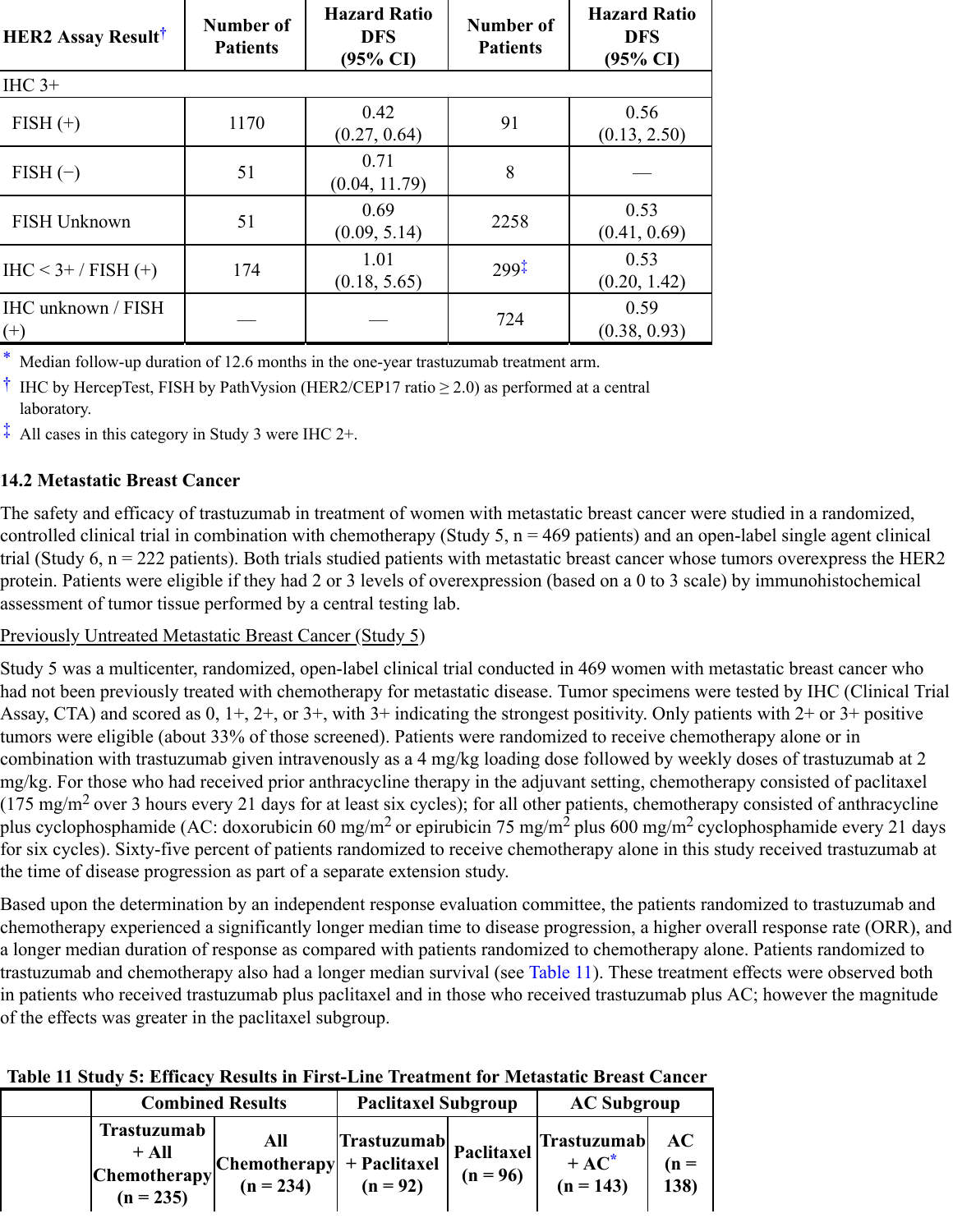| HER2 Assay Result† | Number of Patients | Hazard Ratio DFS (95% CI) | Number of Patients | Hazard Ratio DFS (95% CI) |
|---|---|---|---|---|
| IHC 3+ | | | | |
| FISH (+) | 1170 | 0.42 (0.27, 0.64) | 91 | 0.56 (0.13, 2.50) |
| FISH (−) | 51 | 0.71 (0.04, 11.79) | 8 | — |
| FISH Unknown | 51 | 0.69 (0.09, 5.14) | 2258 | 0.53 (0.41, 0.69) |
| IHC < 3+ / FISH (+) | 174 | 1.01 (0.18, 5.65) | 299‡ | 0.53 (0.20, 1.42) |
| IHC unknown / FISH (+) | — | — | 724 | 0.59 (0.38, 0.93) |

* Median follow-up duration of 12.6 months in the one-year trastuzumab treatment arm.

† IHC by HercepTest, FISH by PathVysion (HER2/CEP17 ratio ≥ 2.0) as performed at a central laboratory.

‡ All cases in this category in Study 3 were IHC 2+.

## 14.2 Metastatic Breast Cancer

The safety and efficacy of trastuzumab in treatment of women with metastatic breast cancer were studied in a randomized, controlled clinical trial in combination with chemotherapy (Study 5, n = 469 patients) and an open-label single agent clinical trial (Study 6, n = 222 patients). Both trials studied patients with metastatic breast cancer whose tumors overexpress the HER2 protein. Patients were eligible if they had 2 or 3 levels of overexpression (based on a 0 to 3 scale) by immunohistochemical assessment of tumor tissue performed by a central testing lab.

Previously Untreated Metastatic Breast Cancer (Study 5)

Study 5 was a multicenter, randomized, open-label clinical trial conducted in 469 women with metastatic breast cancer who had not been previously treated with chemotherapy for metastatic disease. Tumor specimens were tested by IHC (Clinical Trial Assay, CTA) and scored as 0, 1+, 2+, or 3+, with 3+ indicating the strongest positivity. Only patients with 2+ or 3+ positive tumors were eligible (about 33% of those screened). Patients were randomized to receive chemotherapy alone or in combination with trastuzumab given intravenously as a 4 mg/kg loading dose followed by weekly doses of trastuzumab at 2 mg/kg. For those who had received prior anthracycline therapy in the adjuvant setting, chemotherapy consisted of paclitaxel (175 mg/m$^2$ over 3 hours every 21 days for at least six cycles); for all other patients, chemotherapy consisted of anthracycline plus cyclophosphamide (AC: doxorubicin 60 mg/m$^2$ or epirubicin 75 mg/m$^2$ plus 600 mg/m$^2$ cyclophosphamide every 21 days for six cycles). Sixty-five percent of patients randomized to receive chemotherapy alone in this study received trastuzumab at the time of disease progression as part of a separate extension study.

Based upon the determination by an independent response evaluation committee, the patients randomized to trastuzumab and chemotherapy experienced a significantly longer median time to disease progression, a higher overall response rate (ORR), and a longer median duration of response as compared with patients randomized to chemotherapy alone. Patients randomized to trastuzumab and chemotherapy also had a longer median survival (see Table 11). These treatment effects were observed both in patients who received trastuzumab plus paclitaxel and in those who received trastuzumab plus AC; however the magnitude of the effects was greater in the paclitaxel subgroup.

**Table 11 Study 5: Efficacy Results in First-Line Treatment for Metastatic Breast Cancer**

| | Combined Results | | Paclitaxel Subgroup | | AC Subgroup | |
|---|---|---|---|---|---|---|
| | Trastuzumab + All Chemotherapy (n = 235) | All Chemotherapy (n = 234) | Trastuzumab + Paclitaxel (n = 92) | Paclitaxel (n = 96) | Trastuzumab + AC* (n = 143) | AC (n = 138) |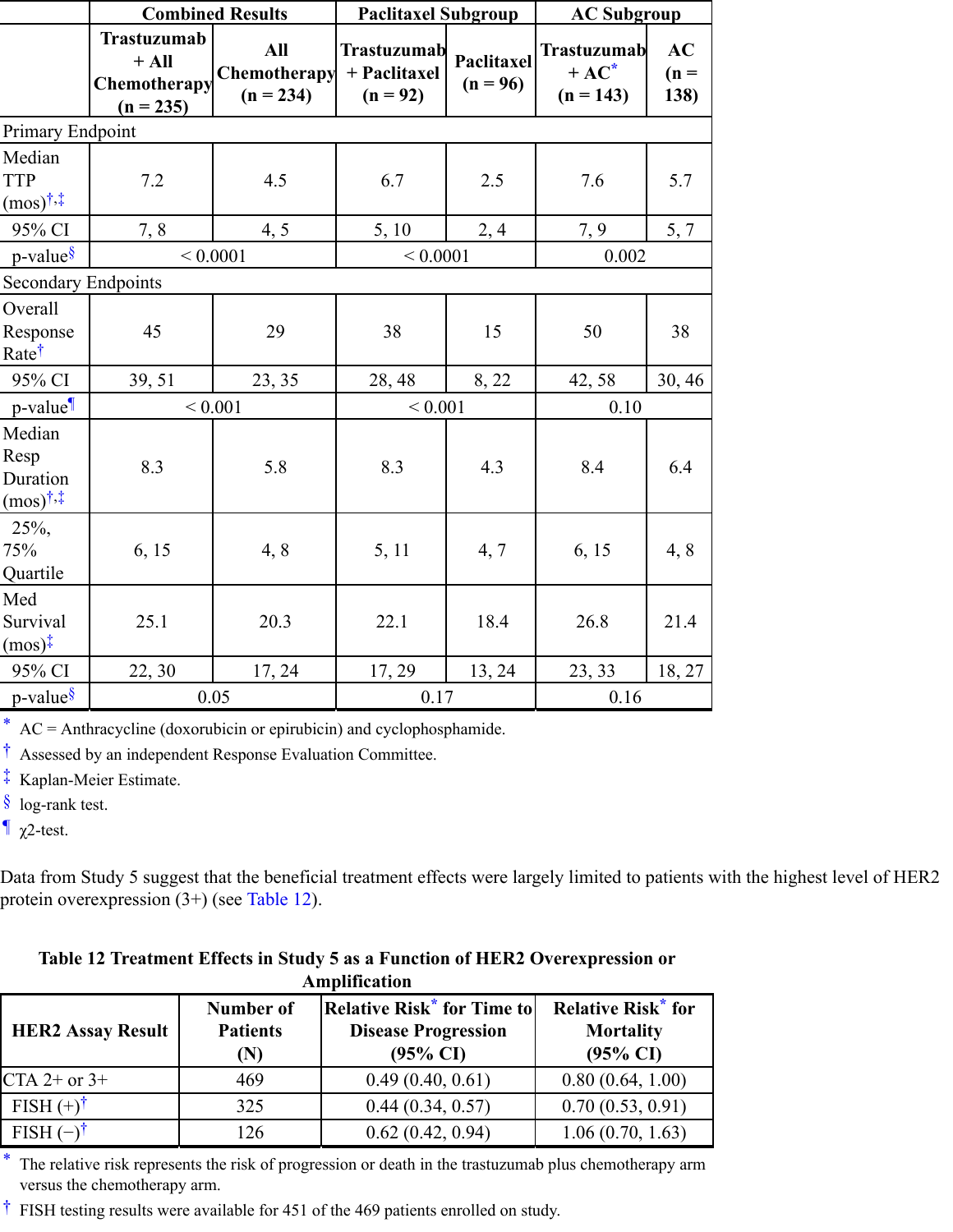| | Combined Results | | Paclitaxel Subgroup | | AC Subgroup | |
|---|---|---|---|---|---|---|
| | Trastuzumab + All Chemotherapy (n = 235) | All Chemotherapy (n = 234) | Trastuzumab + Paclitaxel (n = 92) | Paclitaxel (n = 96) | Trastuzumab + AC* (n = 143) | AC (n = 138) |
| Primary Endpoint | | | | | | |
| Median TTP (mos)†,‡ | 7.2 | 4.5 | 6.7 | 2.5 | 7.6 | 5.7 |
| 95% CI | 7, 8 | 4, 5 | 5, 10 | 2, 4 | 7, 9 | 5, 7 |
| p-value§ | < 0.0001 | | < 0.0001 | | 0.002 | |
| Secondary Endpoints | | | | | | |
| Overall Response Rate† | 45 | 29 | 38 | 15 | 50 | 38 |
| 95% CI | 39, 51 | 23, 35 | 28, 48 | 8, 22 | 42, 58 | 30, 46 |
| p-value¶ | < 0.001 | | < 0.001 | | 0.10 | |
| Median Resp Duration (mos)†,‡ | 8.3 | 5.8 | 8.3 | 4.3 | 8.4 | 6.4 |
| 25%, 75% Quartile | 6, 15 | 4, 8 | 5, 11 | 4, 7 | 6, 15 | 4, 8 |
| Med Survival (mos)‡ | 25.1 | 20.3 | 22.1 | 18.4 | 26.8 | 21.4 |
| 95% CI | 22, 30 | 17, 24 | 17, 29 | 13, 24 | 23, 33 | 18, 27 |
| p-value§ | 0.05 | | 0.17 | | 0.16 | |

\* AC = Anthracycline (doxorubicin or epirubicin) and cyclophosphamide.

† Assessed by an independent Response Evaluation Committee.

‡ Kaplan-Meier Estimate.

§ log-rank test.

¶ $\chi 2$-test.

Data from Study 5 suggest that the beneficial treatment effects were largely limited to patients with the highest level of HER2 protein overexpression (3+) (see Table 12).

**Table 12 Treatment Effects in Study 5 as a Function of HER2 Overexpression or Amplification**

| HER2 Assay Result | Number of Patients (N) | Relative Risk* for Time to Disease Progression (95% CI) | Relative Risk* for Mortality (95% CI) |
|---|---|---|---|
| CTA 2+ or 3+ | 469 | 0.49 (0.40, 0.61) | 0.80 (0.64, 1.00) |
| FISH (+)† | 325 | 0.44 (0.34, 0.57) | 0.70 (0.53, 0.91) |
| FISH (−)† | 126 | 0.62 (0.42, 0.94) | 1.06 (0.70, 1.63) |

\* The relative risk represents the risk of progression or death in the trastuzumab plus chemotherapy arm versus the chemotherapy arm.

† FISH testing results were available for 451 of the 469 patients enrolled on study.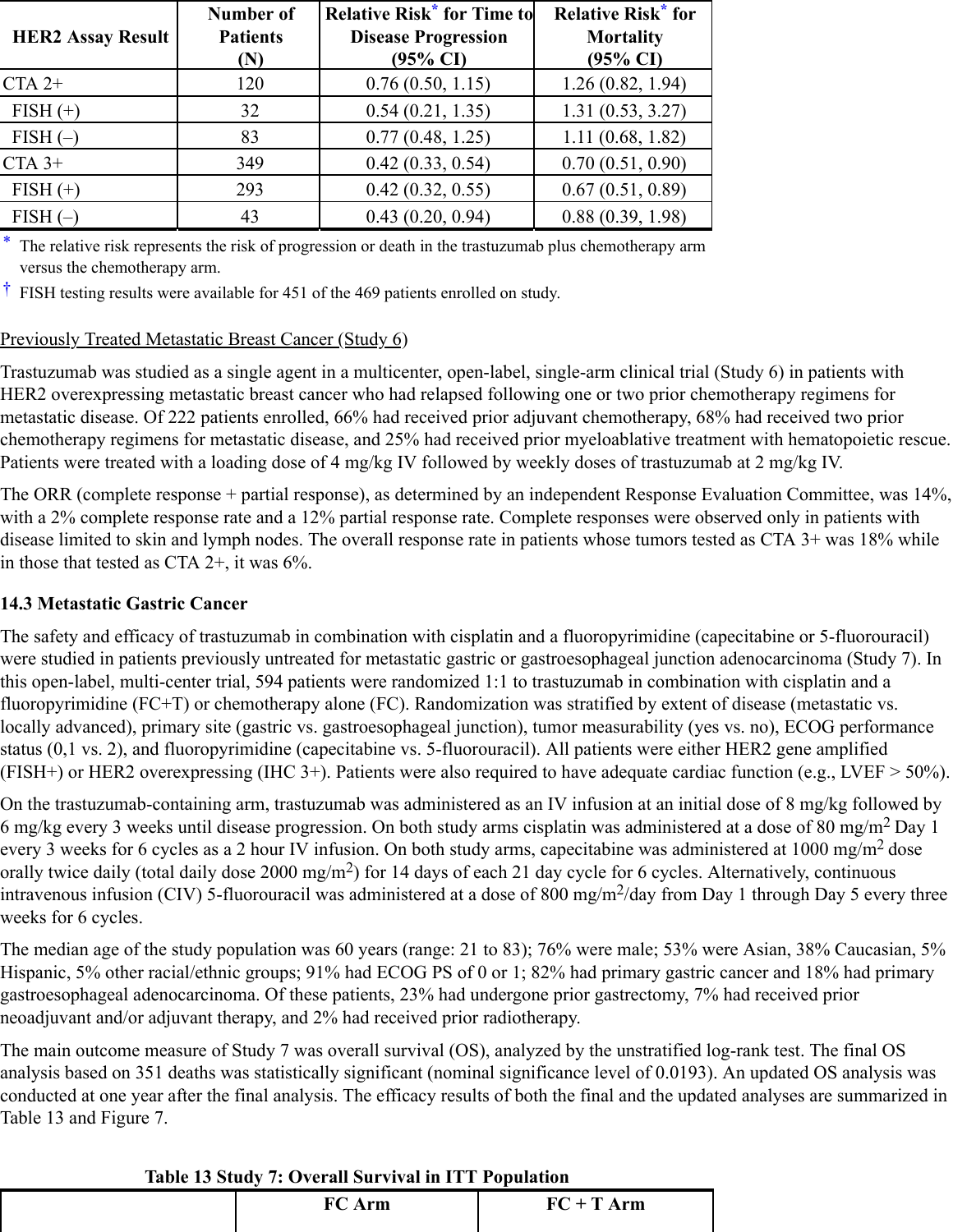| HER2 Assay Result | Number of Patients (N) | Relative Risk* for Time to Disease Progression (95% CI) | Relative Risk* for Mortality (95% CI) |
|---|---|---|---|
| CTA 2+ | 120 | 0.76 (0.50, 1.15) | 1.26 (0.82, 1.94) |
| FISH (+) | 32 | 0.54 (0.21, 1.35) | 1.31 (0.53, 3.27) |
| FISH (–) | 83 | 0.77 (0.48, 1.25) | 1.11 (0.68, 1.82) |
| CTA 3+ | 349 | 0.42 (0.33, 0.54) | 0.70 (0.51, 0.90) |
| FISH (+) | 293 | 0.42 (0.32, 0.55) | 0.67 (0.51, 0.89) |
| FISH (–) | 43 | 0.43 (0.20, 0.94) | 0.88 (0.39, 1.98) |

\* The relative risk represents the risk of progression or death in the trastuzumab plus chemotherapy arm versus the chemotherapy arm.

† FISH testing results were available for 451 of the 469 patients enrolled on study.

Previously Treated Metastatic Breast Cancer (Study 6)

Trastuzumab was studied as a single agent in a multicenter, open-label, single-arm clinical trial (Study 6) in patients with HER2 overexpressing metastatic breast cancer who had relapsed following one or two prior chemotherapy regimens for metastatic disease. Of 222 patients enrolled, 66% had received prior adjuvant chemotherapy, 68% had received two prior chemotherapy regimens for metastatic disease, and 25% had received prior myeloablative treatment with hematopoietic rescue. Patients were treated with a loading dose of 4 mg/kg IV followed by weekly doses of trastuzumab at 2 mg/kg IV.

The ORR (complete response + partial response), as determined by an independent Response Evaluation Committee, was 14%, with a 2% complete response rate and a 12% partial response rate. Complete responses were observed only in patients with disease limited to skin and lymph nodes. The overall response rate in patients whose tumors tested as CTA 3+ was 18% while in those that tested as CTA 2+, it was 6%.

### 14.3 Metastatic Gastric Cancer

The safety and efficacy of trastuzumab in combination with cisplatin and a fluoropyrimidine (capecitabine or 5-fluorouracil) were studied in patients previously untreated for metastatic gastric or gastroesophageal junction adenocarcinoma (Study 7). In this open-label, multi-center trial, 594 patients were randomized 1:1 to trastuzumab in combination with cisplatin and a fluoropyrimidine (FC+T) or chemotherapy alone (FC). Randomization was stratified by extent of disease (metastatic vs. locally advanced), primary site (gastric vs. gastroesophageal junction), tumor measurability (yes vs. no), ECOG performance status (0,1 vs. 2), and fluoropyrimidine (capecitabine vs. 5-fluorouracil). All patients were either HER2 gene amplified (FISH+) or HER2 overexpressing (IHC 3+). Patients were also required to have adequate cardiac function (e.g., LVEF > 50%).

On the trastuzumab-containing arm, trastuzumab was administered as an IV infusion at an initial dose of 8 mg/kg followed by 6 mg/kg every 3 weeks until disease progression. On both study arms cisplatin was administered at a dose of 80 mg/m$^2$ Day 1 every 3 weeks for 6 cycles as a 2 hour IV infusion. On both study arms, capecitabine was administered at 1000 mg/m$^2$ dose orally twice daily (total daily dose 2000 mg/m$^2$) for 14 days of each 21 day cycle for 6 cycles. Alternatively, continuous intravenous infusion (CIV) 5-fluorouracil was administered at a dose of 800 mg/m$^2$/day from Day 1 through Day 5 every three weeks for 6 cycles.

The median age of the study population was 60 years (range: 21 to 83); 76% were male; 53% were Asian, 38% Caucasian, 5% Hispanic, 5% other racial/ethnic groups; 91% had ECOG PS of 0 or 1; 82% had primary gastric cancer and 18% had primary gastroesophageal adenocarcinoma. Of these patients, 23% had undergone prior gastrectomy, 7% had received prior neoadjuvant and/or adjuvant therapy, and 2% had received prior radiotherapy.

The main outcome measure of Study 7 was overall survival (OS), analyzed by the unstratified log-rank test. The final OS analysis based on 351 deaths was statistically significant (nominal significance level of 0.0193). An updated OS analysis was conducted at one year after the final analysis. The efficacy results of both the final and the updated analyses are summarized in Table 13 and Figure 7.

**Table 13 Study 7: Overall Survival in ITT Population**

| | FC Arm | FC + T Arm |
|---|---|---|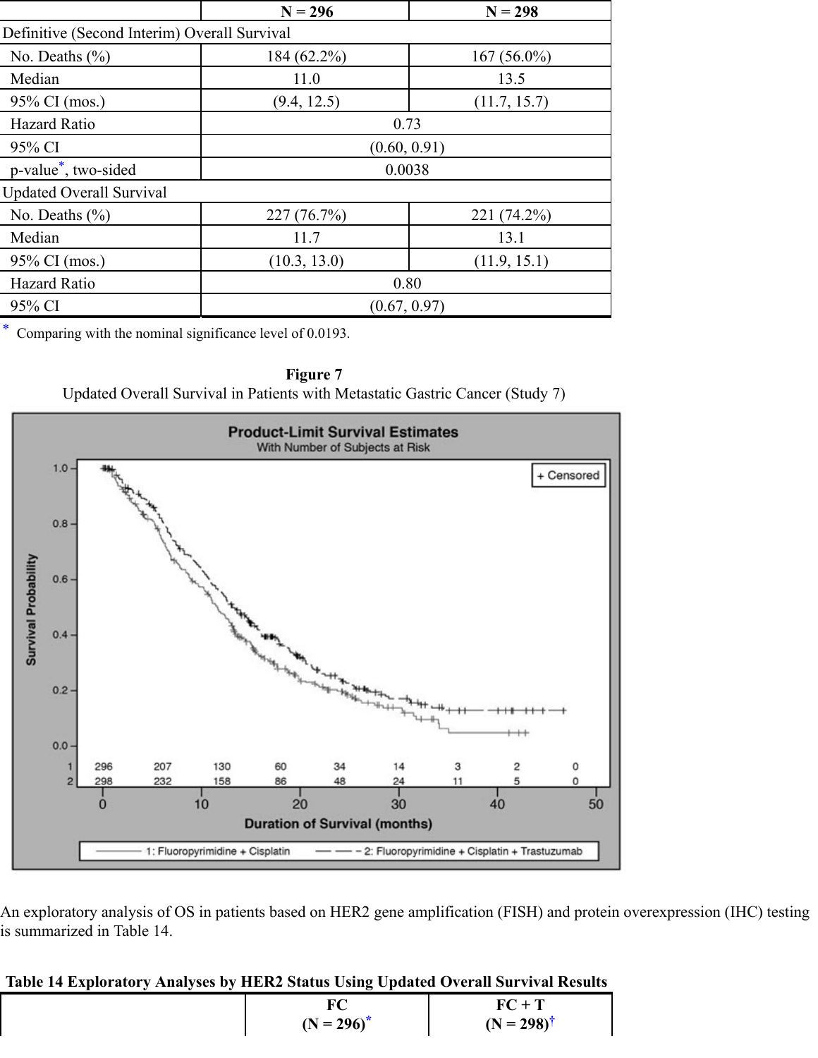| | N = 296 | N = 298 |
|---|---|---|
| Definitive (Second Interim) Overall Survival | | |
| No. Deaths (%) | 184 (62.2%) | 167 (56.0%) |
| Median | 11.0 | 13.5 |
| 95% CI (mos.) | (9.4, 12.5) | (11.7, 15.7) |
| Hazard Ratio | 0.73 | |
| 95% CI | (0.60, 0.91) | |
| p-value*, two-sided | 0.0038 | |
| Updated Overall Survival | | |
| No. Deaths (%) | 227 (76.7%) | 221 (74.2%) |
| Median | 11.7 | 13.1 |
| 95% CI (mos.) | (10.3, 13.0) | (11.9, 15.1) |
| Hazard Ratio | 0.80 | |
| 95% CI | (0.67, 0.97) | |

\* Comparing with the nominal significance level of 0.0193.

**Figure 7**
Updated Overall Survival in Patients with Metastatic Gastric Cancer (Study 7)

An exploratory analysis of OS in patients based on HER2 gene amplification (FISH) and protein overexpression (IHC) testing is summarized in Table 14.

**Table 14 Exploratory Analyses by HER2 Status Using Updated Overall Survival Results**

| | FC (N = 296)* | FC + T (N = 298)† |
|---|---|---|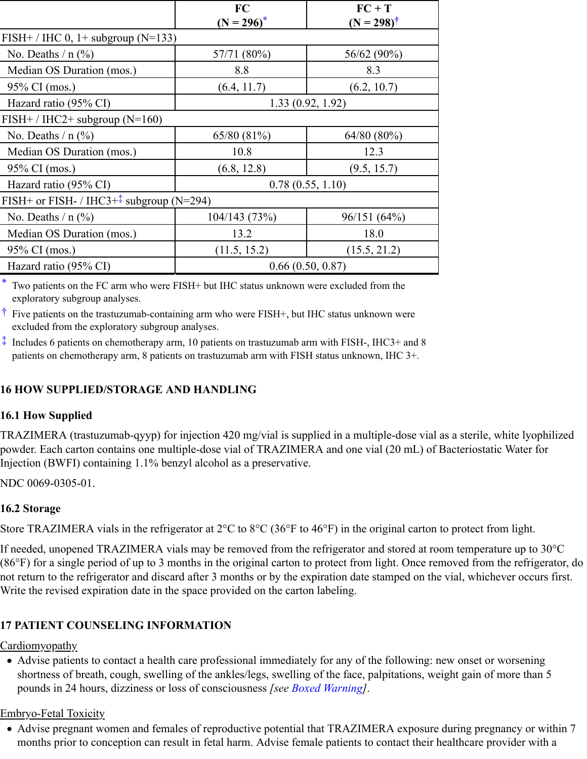| | FC (N = 296)* | FC + T (N = 298)† |
|---|---|---|
| FISH+ / IHC 0, 1+ subgroup (N=133) | | |
| No. Deaths / n (%) | 57/71 (80%) | 56/62 (90%) |
| Median OS Duration (mos.) | 8.8 | 8.3 |
| 95% CI (mos.) | (6.4, 11.7) | (6.2, 10.7) |
| Hazard ratio (95% CI) | 1.33 (0.92, 1.92) | |
| FISH+ / IHC2+ subgroup (N=160) | | |
| No. Deaths / n (%) | 65/80 (81%) | 64/80 (80%) |
| Median OS Duration (mos.) | 10.8 | 12.3 |
| 95% CI (mos.) | (6.8, 12.8) | (9.5, 15.7) |
| Hazard ratio (95% CI) | 0.78 (0.55, 1.10) | |
| FISH+ or FISH- / IHC3+‡ subgroup (N=294) | | |
| No. Deaths / n (%) | 104/143 (73%) | 96/151 (64%) |
| Median OS Duration (mos.) | 13.2 | 18.0 |
| 95% CI (mos.) | (11.5, 15.2) | (15.5, 21.2) |
| Hazard ratio (95% CI) | 0.66 (0.50, 0.87) | |

\* Two patients on the FC arm who were FISH+ but IHC status unknown were excluded from the exploratory subgroup analyses.

† Five patients on the trastuzumab-containing arm who were FISH+, but IHC status unknown were excluded from the exploratory subgroup analyses.

‡ Includes 6 patients on chemotherapy arm, 10 patients on trastuzumab arm with FISH-, IHC3+ and 8 patients on chemotherapy arm, 8 patients on trastuzumab arm with FISH status unknown, IHC 3+.

## 16 HOW SUPPLIED/STORAGE AND HANDLING

### 16.1 How Supplied

TRAZIMERA (trastuzumab-qyyp) for injection 420 mg/vial is supplied in a multiple-dose vial as a sterile, white lyophilized powder. Each carton contains one multiple-dose vial of TRAZIMERA and one vial (20 mL) of Bacteriostatic Water for Injection (BWFI) containing 1.1% benzyl alcohol as a preservative.

NDC 0069-0305-01.

### 16.2 Storage

Store TRAZIMERA vials in the refrigerator at 2°C to 8°C (36°F to 46°F) in the original carton to protect from light.

If needed, unopened TRAZIMERA vials may be removed from the refrigerator and stored at room temperature up to 30°C (86°F) for a single period of up to 3 months in the original carton to protect from light. Once removed from the refrigerator, do not return to the refrigerator and discard after 3 months or by the expiration date stamped on the vial, whichever occurs first. Write the revised expiration date in the space provided on the carton labeling.

## 17 PATIENT COUNSELING INFORMATION

Cardiomyopathy

- Advise patients to contact a health care professional immediately for any of the following: new onset or worsening shortness of breath, cough, swelling of the ankles/legs, swelling of the face, palpitations, weight gain of more than 5 pounds in 24 hours, dizziness or loss of consciousness *[see Boxed Warning]*.

Embryo-Fetal Toxicity

- Advise pregnant women and females of reproductive potential that TRAZIMERA exposure during pregnancy or within 7 months prior to conception can result in fetal harm. Advise female patients to contact their healthcare provider with a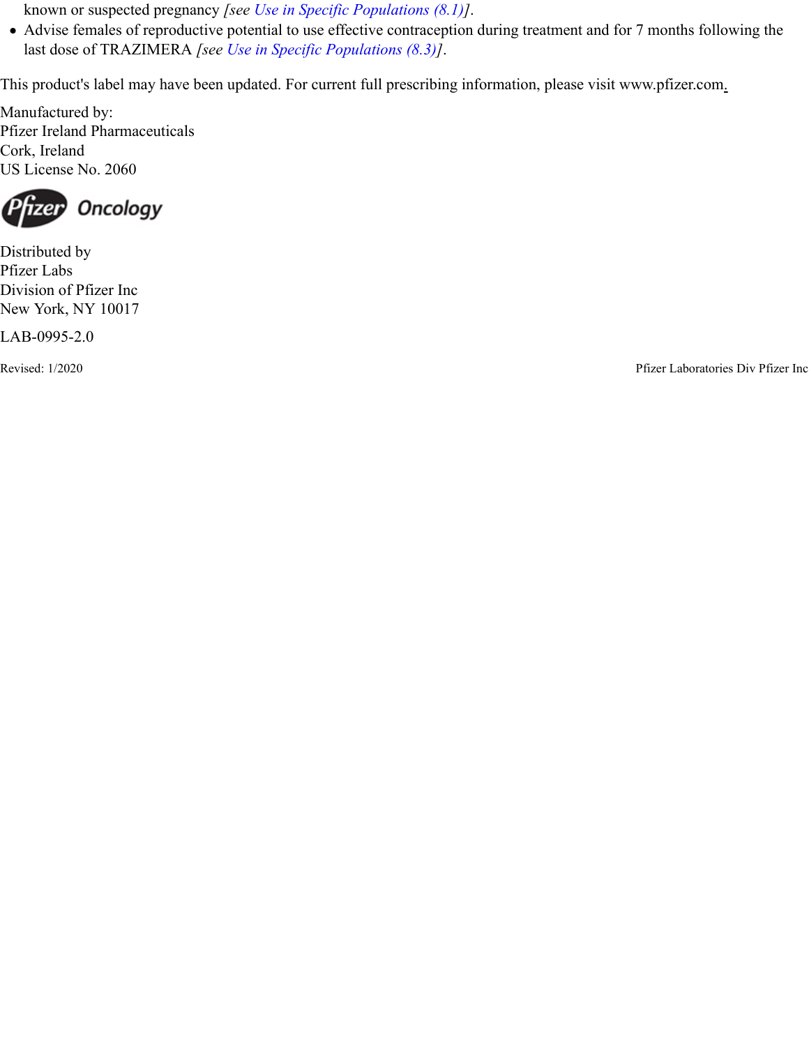known or suspected pregnancy *[see Use in Specific Populations (8.1)]*.

- Advise females of reproductive potential to use effective contraception during treatment and for 7 months following the last dose of TRAZIMERA *[see Use in Specific Populations (8.3)]*.

This product's label may have been updated. For current full prescribing information, please visit www.pfizer.com.

Manufactured by:
Pfizer Ireland Pharmaceuticals
Cork, Ireland
US License No. 2060

Pfizer Oncology

Distributed by
Pfizer Labs
Division of Pfizer Inc
New York, NY 10017

LAB-0995-2.0

Revised: 1/2020

Pfizer Laboratories Div Pfizer Inc